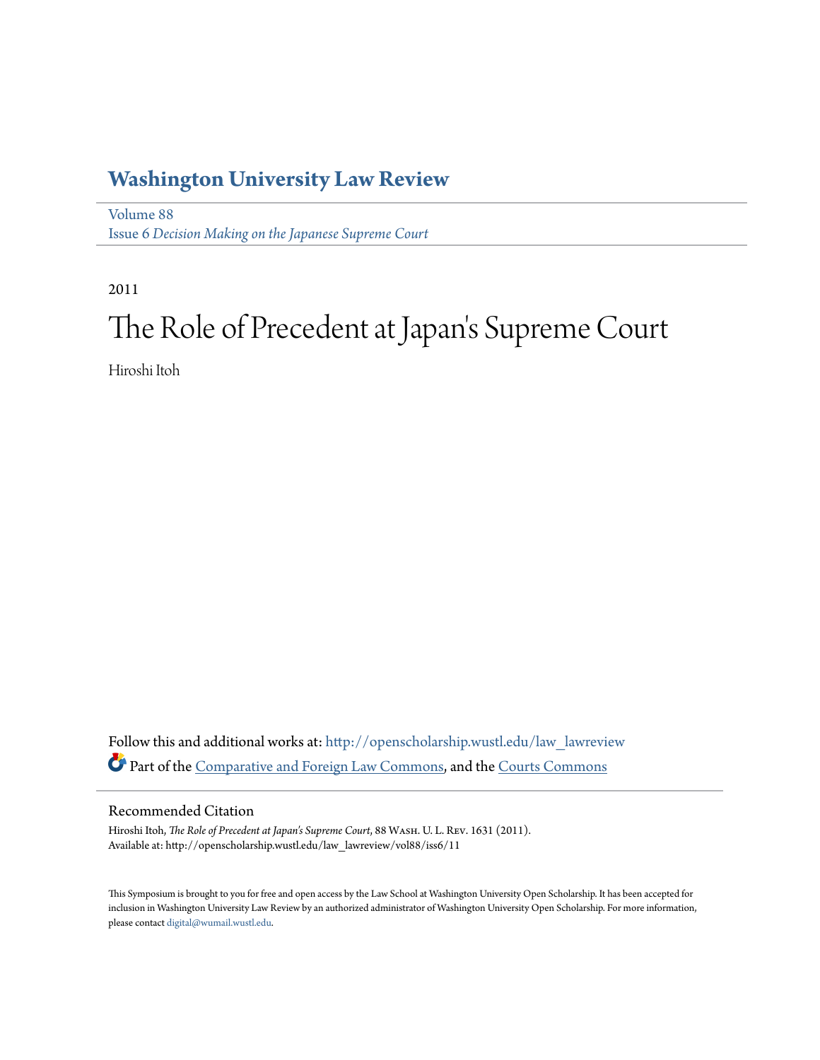# Washington University Law Review

Volume 88
Issue 6 *Decision Making on the Japanese Supreme Court*

2011

# The Role of Precedent at Japan's Supreme Court

Hiroshi Itoh

Follow this and additional works at: http://openscholarship.wustl.edu/law_lawreview

Part of the Comparative and Foreign Law Commons, and the Courts Commons

## Recommended Citation

Hiroshi Itoh, *The Role of Precedent at Japan's Supreme Court*, 88 Wash. U. L. Rev. 1631 (2011).
Available at: http://openscholarship.wustl.edu/law_lawreview/vol88/iss6/11

This Symposium is brought to you for free and open access by the Law School at Washington University Open Scholarship. It has been accepted for inclusion in Washington University Law Review by an authorized administrator of Washington University Open Scholarship. For more information, please contact digital@wumail.wustl.edu.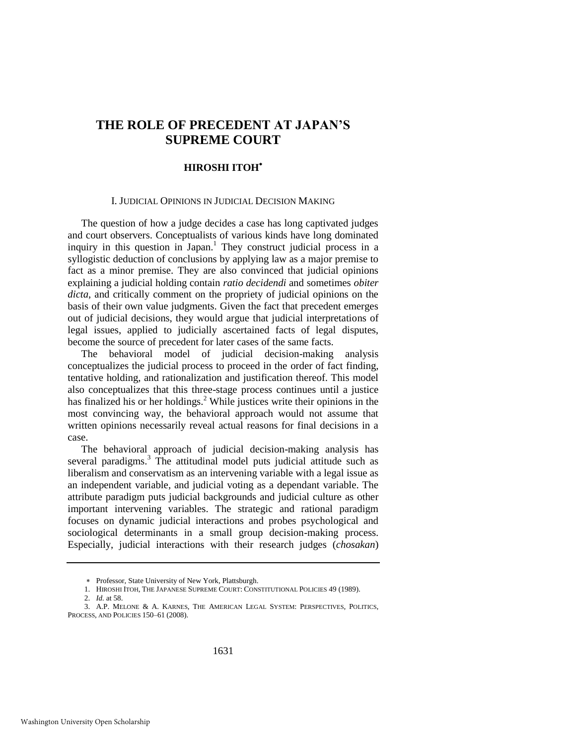# THE ROLE OF PRECEDENT AT JAPAN'S SUPREME COURT

**HIROSHI ITOH***

## I. JUDICIAL OPINIONS IN JUDICIAL DECISION MAKING

The question of how a judge decides a case has long captivated judges and court observers. Conceptualists of various kinds have long dominated inquiry in this question in Japan.[1] They construct judicial process in a syllogistic deduction of conclusions by applying law as a major premise to fact as a minor premise. They are also convinced that judicial opinions explaining a judicial holding contain *ratio decidendi* and sometimes *obiter dicta*, and critically comment on the propriety of judicial opinions on the basis of their own value judgments. Given the fact that precedent emerges out of judicial decisions, they would argue that judicial interpretations of legal issues, applied to judicially ascertained facts of legal disputes, become the source of precedent for later cases of the same facts.

The behavioral model of judicial decision-making analysis conceptualizes the judicial process to proceed in the order of fact finding, tentative holding, and rationalization and justification thereof. This model also conceptualizes that this three-stage process continues until a justice has finalized his or her holdings.[2] While justices write their opinions in the most convincing way, the behavioral approach would not assume that written opinions necessarily reveal actual reasons for final decisions in a case.

The behavioral approach of judicial decision-making analysis has several paradigms.[3] The attitudinal model puts judicial attitude such as liberalism and conservatism as an intervening variable with a legal issue as an independent variable, and judicial voting as a dependant variable. The attribute paradigm puts judicial backgrounds and judicial culture as other important intervening variables. The strategic and rational paradigm focuses on dynamic judicial interactions and probes psychological and sociological determinants in a small group decision-making process. Especially, judicial interactions with their research judges (*chosakan*)

---

\* Professor, State University of New York, Plattsburgh.

1. HIROSHI ITOH, THE JAPANESE SUPREME COURT: CONSTITUTIONAL POLICIES 49 (1989).

2. *Id.* at 58.

3. A.P. MELONE & A. KARNES, THE AMERICAN LEGAL SYSTEM: PERSPECTIVES, POLITICS, PROCESS, AND POLICIES 150–61 (2008).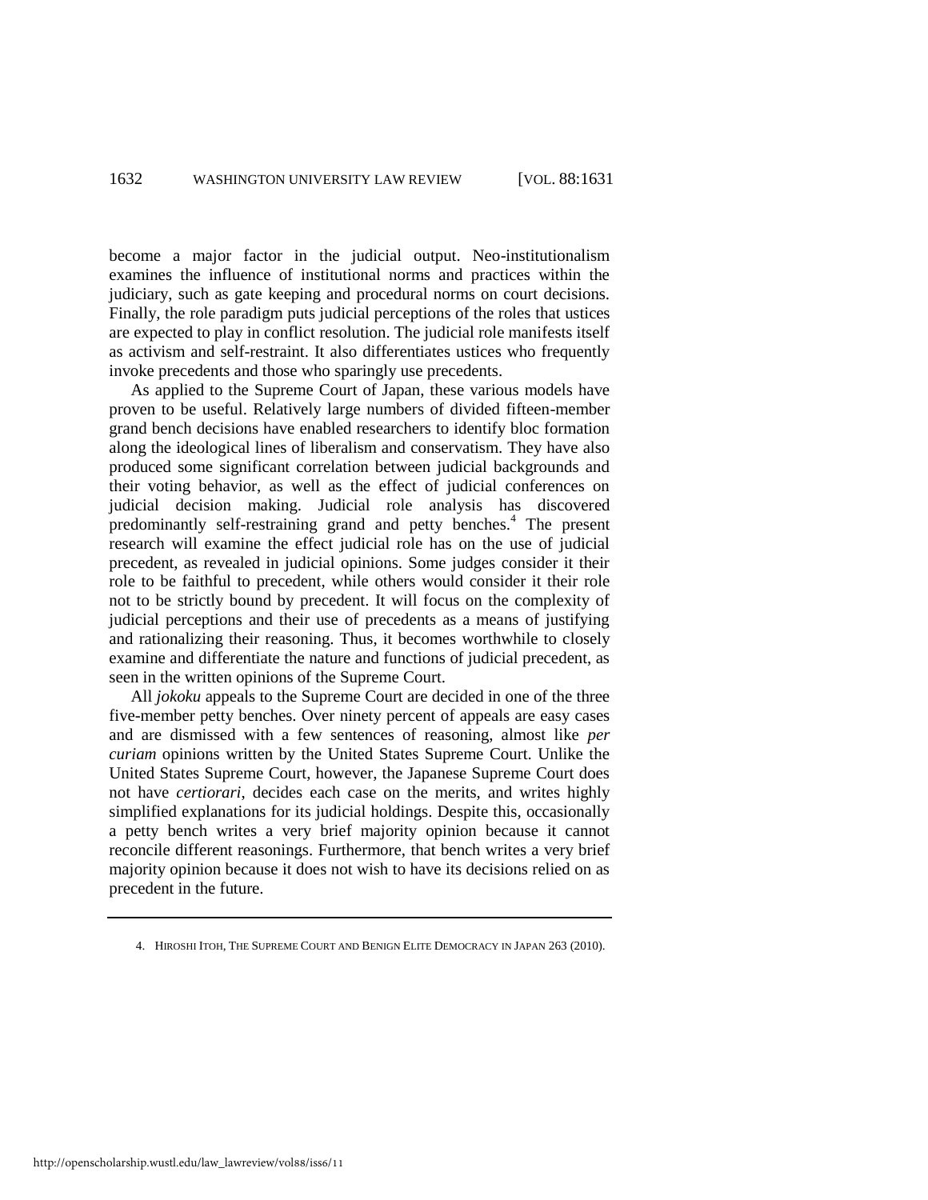become a major factor in the judicial output. Neo-institutionalism examines the influence of institutional norms and practices within the judiciary, such as gate keeping and procedural norms on court decisions. Finally, the role paradigm puts judicial perceptions of the roles that ustices are expected to play in conflict resolution. The judicial role manifests itself as activism and self-restraint. It also differentiates ustices who frequently invoke precedents and those who sparingly use precedents.

As applied to the Supreme Court of Japan, these various models have proven to be useful. Relatively large numbers of divided fifteen-member grand bench decisions have enabled researchers to identify bloc formation along the ideological lines of liberalism and conservatism. They have also produced some significant correlation between judicial backgrounds and their voting behavior, as well as the effect of judicial conferences on judicial decision making. Judicial role analysis has discovered predominantly self-restraining grand and petty benches.[4] The present research will examine the effect judicial role has on the use of judicial precedent, as revealed in judicial opinions. Some judges consider it their role to be faithful to precedent, while others would consider it their role not to be strictly bound by precedent. It will focus on the complexity of judicial perceptions and their use of precedents as a means of justifying and rationalizing their reasoning. Thus, it becomes worthwhile to closely examine and differentiate the nature and functions of judicial precedent, as seen in the written opinions of the Supreme Court.

All *jokoku* appeals to the Supreme Court are decided in one of the three five-member petty benches. Over ninety percent of appeals are easy cases and are dismissed with a few sentences of reasoning, almost like *per curiam* opinions written by the United States Supreme Court. Unlike the United States Supreme Court, however, the Japanese Supreme Court does not have *certiorari*, decides each case on the merits, and writes highly simplified explanations for its judicial holdings. Despite this, occasionally a petty bench writes a very brief majority opinion because it cannot reconcile different reasonings. Furthermore, that bench writes a very brief majority opinion because it does not wish to have its decisions relied on as precedent in the future.

---

4. HIROSHI ITOH, THE SUPREME COURT AND BENIGN ELITE DEMOCRACY IN JAPAN 263 (2010).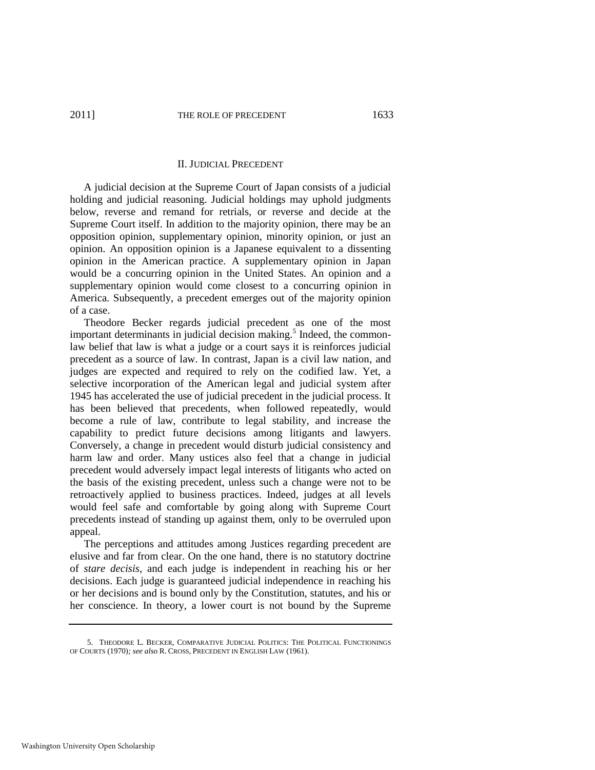## II. JUDICIAL PRECEDENT

A judicial decision at the Supreme Court of Japan consists of a judicial holding and judicial reasoning. Judicial holdings may uphold judgments below, reverse and remand for retrials, or reverse and decide at the Supreme Court itself. In addition to the majority opinion, there may be an opposition opinion, supplementary opinion, minority opinion, or just an opinion. An opposition opinion is a Japanese equivalent to a dissenting opinion in the American practice. A supplementary opinion in Japan would be a concurring opinion in the United States. An opinion and a supplementary opinion would come closest to a concurring opinion in America. Subsequently, a precedent emerges out of the majority opinion of a case.

Theodore Becker regards judicial precedent as one of the most important determinants in judicial decision making.[5] Indeed, the common-law belief that law is what a judge or a court says it is reinforces judicial precedent as a source of law. In contrast, Japan is a civil law nation, and judges are expected and required to rely on the codified law. Yet, a selective incorporation of the American legal and judicial system after 1945 has accelerated the use of judicial precedent in the judicial process. It has been believed that precedents, when followed repeatedly, would become a rule of law, contribute to legal stability, and increase the capability to predict future decisions among litigants and lawyers. Conversely, a change in precedent would disturb judicial consistency and harm law and order. Many ustices also feel that a change in judicial precedent would adversely impact legal interests of litigants who acted on the basis of the existing precedent, unless such a change were not to be retroactively applied to business practices. Indeed, judges at all levels would feel safe and comfortable by going along with Supreme Court precedents instead of standing up against them, only to be overruled upon appeal.

The perceptions and attitudes among Justices regarding precedent are elusive and far from clear. On the one hand, there is no statutory doctrine of *stare decisis*, and each judge is independent in reaching his or her decisions. Each judge is guaranteed judicial independence in reaching his or her decisions and is bound only by the Constitution, statutes, and his or her conscience. In theory, a lower court is not bound by the Supreme

---

5. THEODORE L. BECKER, COMPARATIVE JUDICIAL POLITICS: THE POLITICAL FUNCTIONINGS OF COURTS (1970)*; see also* R. CROSS, PRECEDENT IN ENGLISH LAW (1961).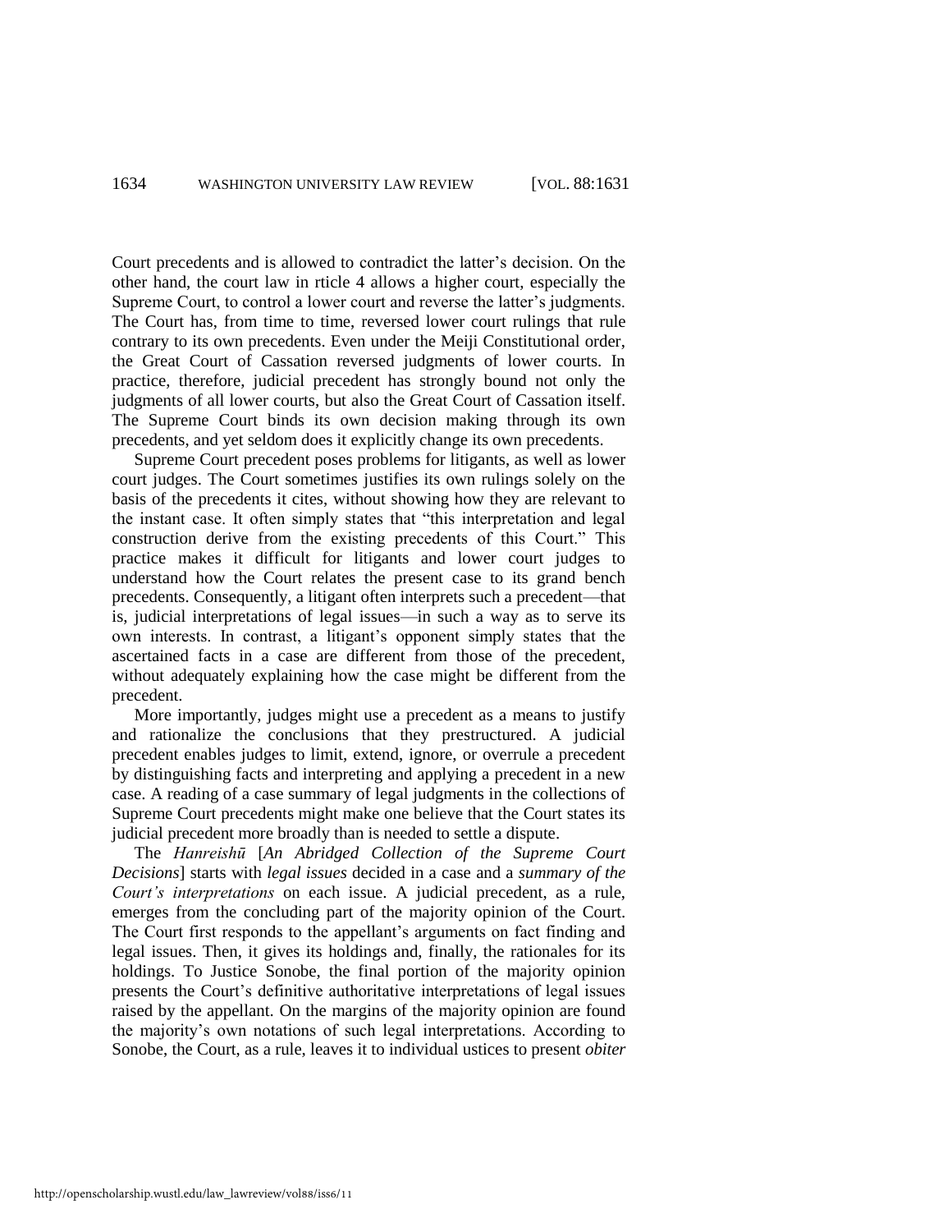Court precedents and is allowed to contradict the latter's decision. On the other hand, the court law in rticle 4 allows a higher court, especially the Supreme Court, to control a lower court and reverse the latter's judgments. The Court has, from time to time, reversed lower court rulings that rule contrary to its own precedents. Even under the Meiji Constitutional order, the Great Court of Cassation reversed judgments of lower courts. In practice, therefore, judicial precedent has strongly bound not only the judgments of all lower courts, but also the Great Court of Cassation itself. The Supreme Court binds its own decision making through its own precedents, and yet seldom does it explicitly change its own precedents.

Supreme Court precedent poses problems for litigants, as well as lower court judges. The Court sometimes justifies its own rulings solely on the basis of the precedents it cites, without showing how they are relevant to the instant case. It often simply states that "this interpretation and legal construction derive from the existing precedents of this Court." This practice makes it difficult for litigants and lower court judges to understand how the Court relates the present case to its grand bench precedents. Consequently, a litigant often interprets such a precedent—that is, judicial interpretations of legal issues—in such a way as to serve its own interests. In contrast, a litigant's opponent simply states that the ascertained facts in a case are different from those of the precedent, without adequately explaining how the case might be different from the precedent.

More importantly, judges might use a precedent as a means to justify and rationalize the conclusions that they prestructured. A judicial precedent enables judges to limit, extend, ignore, or overrule a precedent by distinguishing facts and interpreting and applying a precedent in a new case. A reading of a case summary of legal judgments in the collections of Supreme Court precedents might make one believe that the Court states its judicial precedent more broadly than is needed to settle a dispute.

The *Hanreishū* [*An Abridged Collection of the Supreme Court Decisions*] starts with *legal issues* decided in a case and a *summary of the Court's interpretations* on each issue. A judicial precedent, as a rule, emerges from the concluding part of the majority opinion of the Court. The Court first responds to the appellant's arguments on fact finding and legal issues. Then, it gives its holdings and, finally, the rationales for its holdings. To Justice Sonobe, the final portion of the majority opinion presents the Court's definitive authoritative interpretations of legal issues raised by the appellant. On the margins of the majority opinion are found the majority's own notations of such legal interpretations. According to Sonobe, the Court, as a rule, leaves it to individual ustices to present *obiter*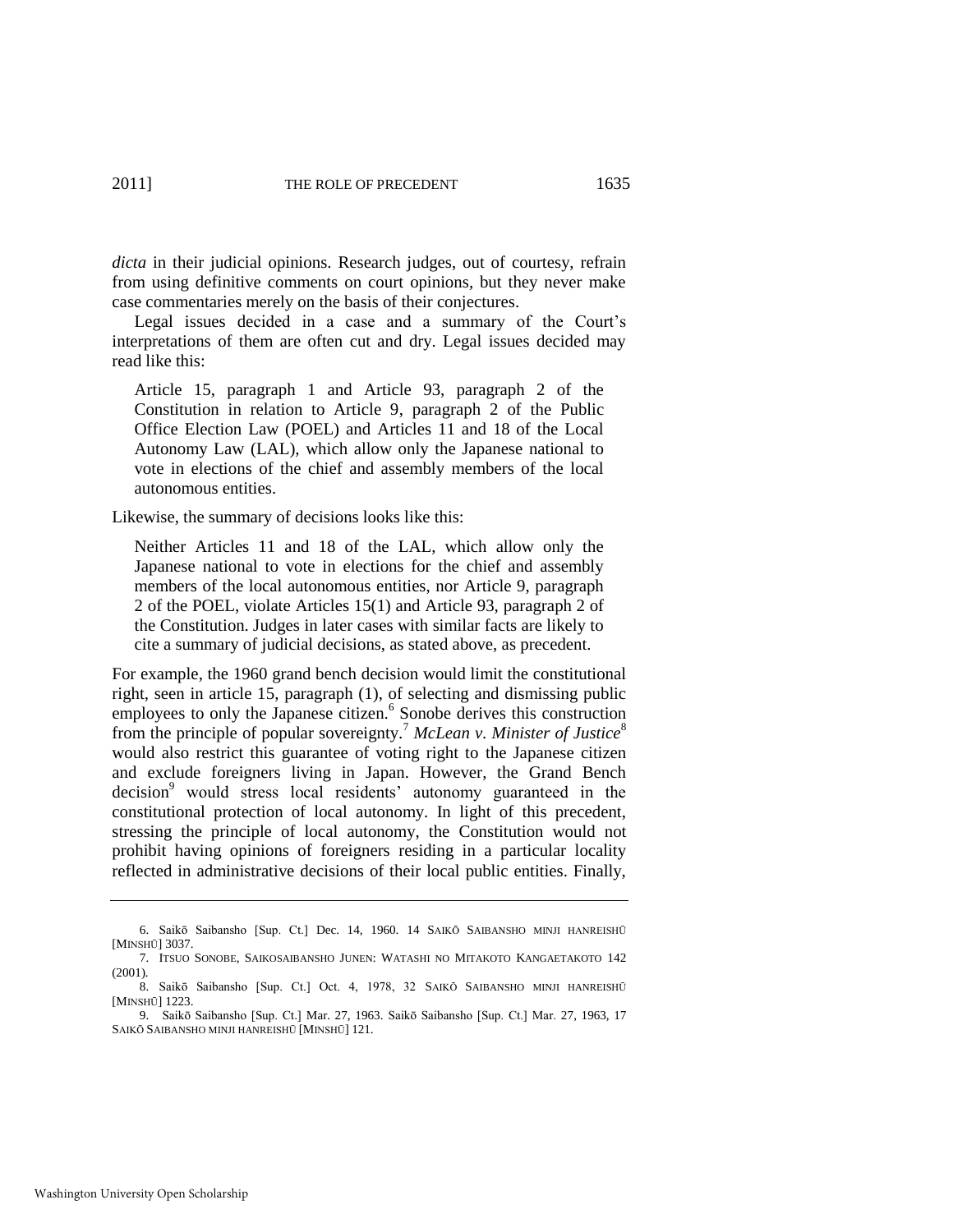*dicta* in their judicial opinions. Research judges, out of courtesy, refrain from using definitive comments on court opinions, but they never make case commentaries merely on the basis of their conjectures.

Legal issues decided in a case and a summary of the Court's interpretations of them are often cut and dry. Legal issues decided may read like this:

> Article 15, paragraph 1 and Article 93, paragraph 2 of the Constitution in relation to Article 9, paragraph 2 of the Public Office Election Law (POEL) and Articles 11 and 18 of the Local Autonomy Law (LAL), which allow only the Japanese national to vote in elections of the chief and assembly members of the local autonomous entities.

Likewise, the summary of decisions looks like this:

> Neither Articles 11 and 18 of the LAL, which allow only the Japanese national to vote in elections for the chief and assembly members of the local autonomous entities, nor Article 9, paragraph 2 of the POEL, violate Articles 15(1) and Article 93, paragraph 2 of the Constitution. Judges in later cases with similar facts are likely to cite a summary of judicial decisions, as stated above, as precedent.

For example, the 1960 grand bench decision would limit the constitutional right, seen in article 15, paragraph (1), of selecting and dismissing public employees to only the Japanese citizen.[6] Sonobe derives this construction from the principle of popular sovereignty.[7] *McLean v. Minister of Justice*[8] would also restrict this guarantee of voting right to the Japanese citizen and exclude foreigners living in Japan. However, the Grand Bench decision[9] would stress local residents' autonomy guaranteed in the constitutional protection of local autonomy. In light of this precedent, stressing the principle of local autonomy, the Constitution would not prohibit having opinions of foreigners residing in a particular locality reflected in administrative decisions of their local public entities. Finally,

---

6. Saikō Saibansho [Sup. Ct.] Dec. 14, 1960. 14 SAIKŌ SAIBANSHO MINJI HANREISHŪ [MINSHŪ] 3037.

7. ITSUO SONOBE, SAIKOSAIBANSHO JUNEN: WATASHI NO MITAKOTO KANGAETAKOTO 142 (2001).

8. Saikō Saibansho [Sup. Ct.] Oct. 4, 1978, 32 SAIKŌ SAIBANSHO MINJI HANREISHŪ [MINSHŪ] 1223.

9. Saikō Saibansho [Sup. Ct.] Mar. 27, 1963. Saikō Saibansho [Sup. Ct.] Mar. 27, 1963, 17 SAIKŌ SAIBANSHO MINJI HANREISHŪ [MINSHŪ] 121.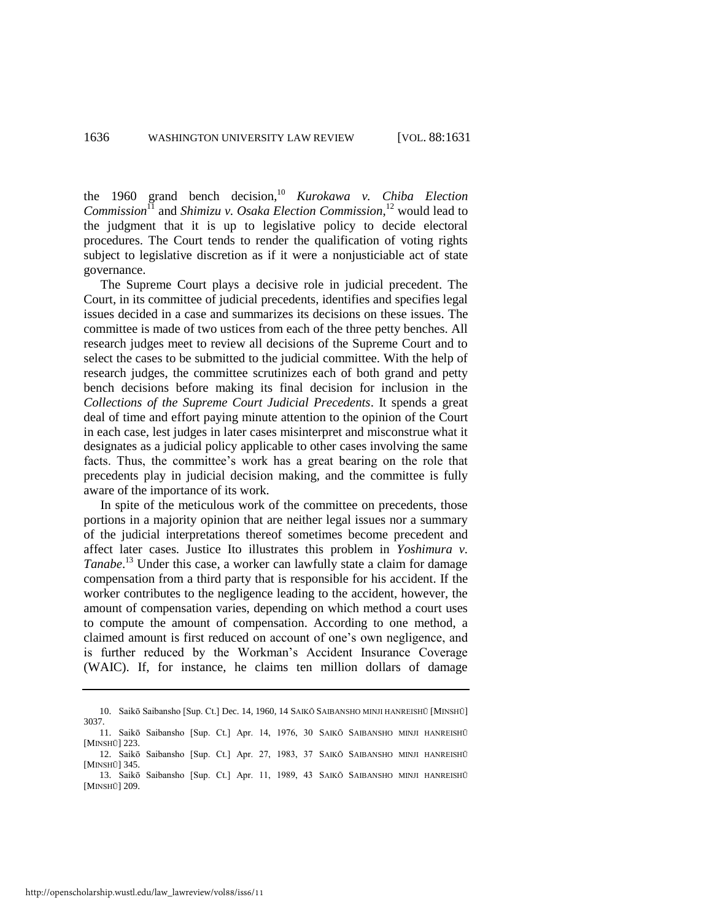the 1960 grand bench decision,[10] *Kurokawa v. Chiba Election Commission*[11] and *Shimizu v. Osaka Election Commission*,[12] would lead to the judgment that it is up to legislative policy to decide electoral procedures. The Court tends to render the qualification of voting rights subject to legislative discretion as if it were a nonjusticiable act of state governance.

The Supreme Court plays a decisive role in judicial precedent. The Court, in its committee of judicial precedents, identifies and specifies legal issues decided in a case and summarizes its decisions on these issues. The committee is made of two ustices from each of the three petty benches. All research judges meet to review all decisions of the Supreme Court and to select the cases to be submitted to the judicial committee. With the help of research judges, the committee scrutinizes each of both grand and petty bench decisions before making its final decision for inclusion in the *Collections of the Supreme Court Judicial Precedents*. It spends a great deal of time and effort paying minute attention to the opinion of the Court in each case, lest judges in later cases misinterpret and misconstrue what it designates as a judicial policy applicable to other cases involving the same facts. Thus, the committee's work has a great bearing on the role that precedents play in judicial decision making, and the committee is fully aware of the importance of its work.

In spite of the meticulous work of the committee on precedents, those portions in a majority opinion that are neither legal issues nor a summary of the judicial interpretations thereof sometimes become precedent and affect later cases. Justice Ito illustrates this problem in *Yoshimura v. Tanabe*.[13] Under this case, a worker can lawfully state a claim for damage compensation from a third party that is responsible for his accident. If the worker contributes to the negligence leading to the accident, however, the amount of compensation varies, depending on which method a court uses to compute the amount of compensation. According to one method, a claimed amount is first reduced on account of one's own negligence, and is further reduced by the Workman's Accident Insurance Coverage (WAIC). If, for instance, he claims ten million dollars of damage

---

10. Saikō Saibansho [Sup. Ct.] Dec. 14, 1960, 14 SAIKŌ SAIBANSHO MINJI HANREISHŪ [MINSHŪ] 3037.

11. Saikō Saibansho [Sup. Ct.] Apr. 14, 1976, 30 SAIKŌ SAIBANSHO MINJI HANREISHŪ [MINSHŪ] 223.

12. Saikō Saibansho [Sup. Ct.] Apr. 27, 1983, 37 SAIKŌ SAIBANSHO MINJI HANREISHŪ [MINSHŪ] 345.

13. Saikō Saibansho [Sup. Ct.] Apr. 11, 1989, 43 SAIKŌ SAIBANSHO MINJI HANREISHŪ [MINSHŪ] 209.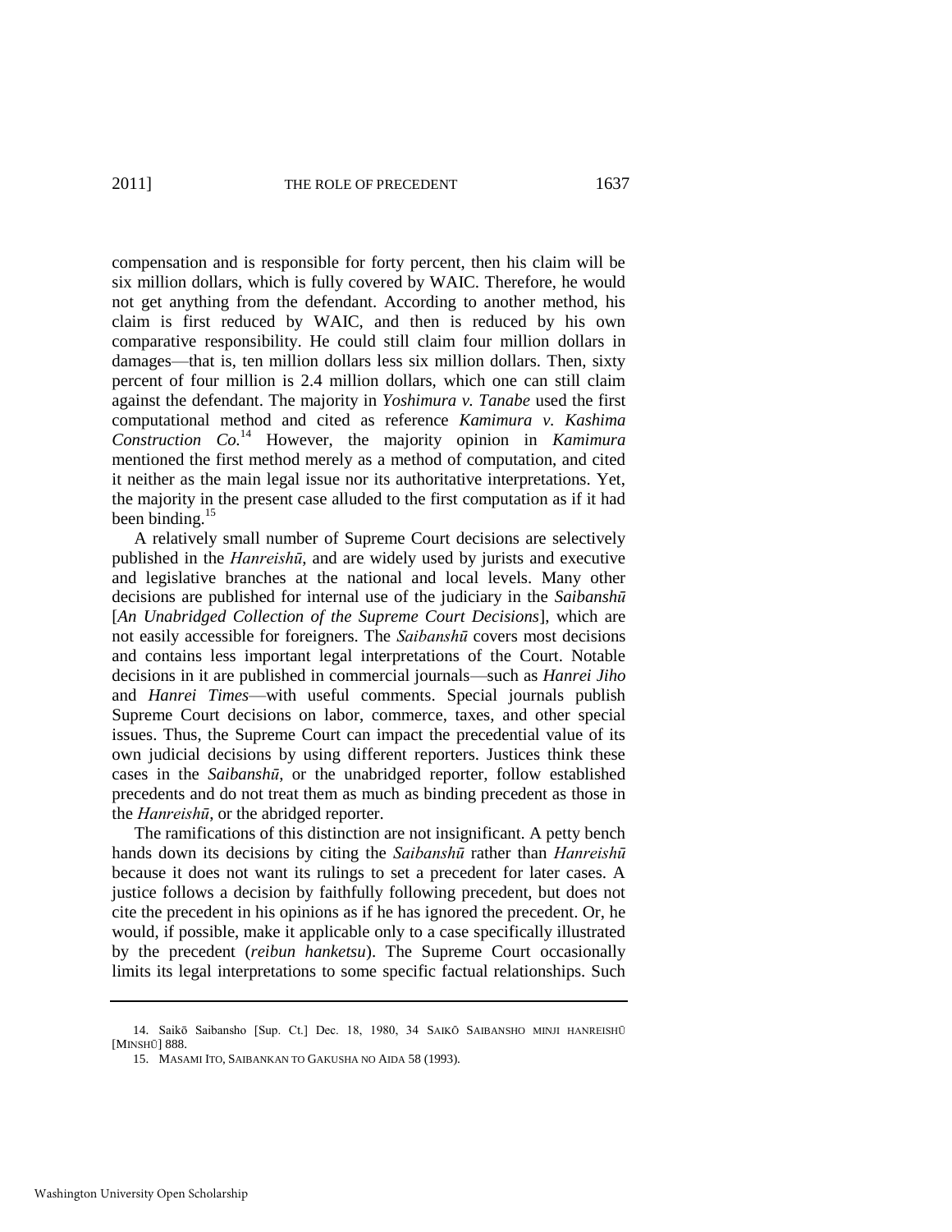compensation and is responsible for forty percent, then his claim will be six million dollars, which is fully covered by WAIC. Therefore, he would not get anything from the defendant. According to another method, his claim is first reduced by WAIC, and then is reduced by his own comparative responsibility. He could still claim four million dollars in damages—that is, ten million dollars less six million dollars. Then, sixty percent of four million is 2.4 million dollars, which one can still claim against the defendant. The majority in *Yoshimura v. Tanabe* used the first computational method and cited as reference *Kamimura v. Kashima Construction Co.*[14] However, the majority opinion in *Kamimura* mentioned the first method merely as a method of computation, and cited it neither as the main legal issue nor its authoritative interpretations. Yet, the majority in the present case alluded to the first computation as if it had been binding.[15]

A relatively small number of Supreme Court decisions are selectively published in the *Hanreishū*, and are widely used by jurists and executive and legislative branches at the national and local levels. Many other decisions are published for internal use of the judiciary in the *Saibanshū* [*An Unabridged Collection of the Supreme Court Decisions*], which are not easily accessible for foreigners. The *Saibanshū* covers most decisions and contains less important legal interpretations of the Court. Notable decisions in it are published in commercial journals—such as *Hanrei Jiho* and *Hanrei Times*—with useful comments. Special journals publish Supreme Court decisions on labor, commerce, taxes, and other special issues. Thus, the Supreme Court can impact the precedential value of its own judicial decisions by using different reporters. Justices think these cases in the *Saibanshū*, or the unabridged reporter, follow established precedents and do not treat them as much as binding precedent as those in the *Hanreishū*, or the abridged reporter.

The ramifications of this distinction are not insignificant. A petty bench hands down its decisions by citing the *Saibanshū* rather than *Hanreishū* because it does not want its rulings to set a precedent for later cases. A justice follows a decision by faithfully following precedent, but does not cite the precedent in his opinions as if he has ignored the precedent. Or, he would, if possible, make it applicable only to a case specifically illustrated by the precedent (*reibun hanketsu*). The Supreme Court occasionally limits its legal interpretations to some specific factual relationships. Such

---

14. Saikō Saibansho [Sup. Ct.] Dec. 18, 1980, 34 SAIKŌ SAIBANSHO MINJI HANREISHŪ [MINSHŪ] 888.

15. MASAMI ITO, SAIBANKAN TO GAKUSHA NO AIDA 58 (1993).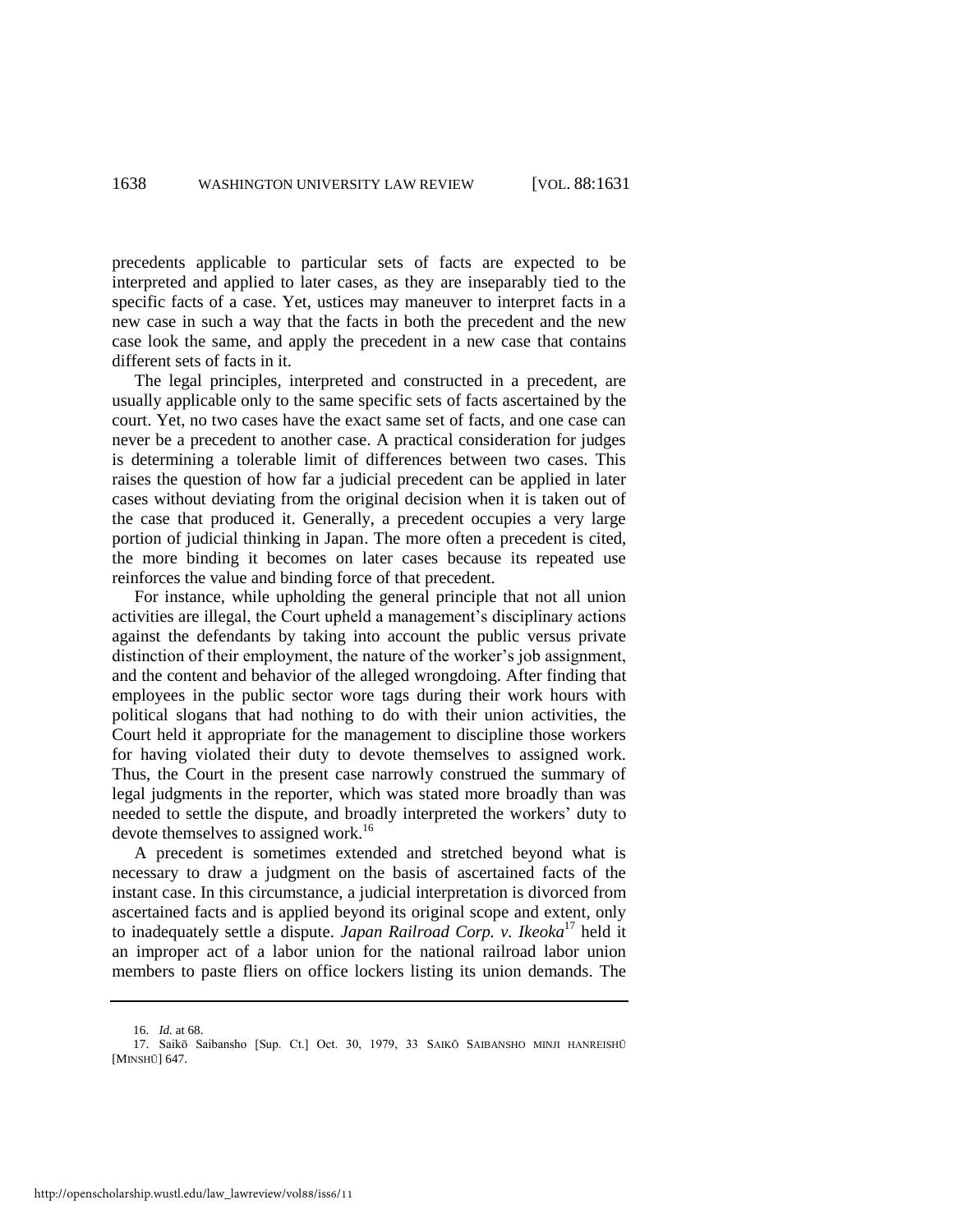precedents applicable to particular sets of facts are expected to be interpreted and applied to later cases, as they are inseparably tied to the specific facts of a case. Yet, ustices may maneuver to interpret facts in a new case in such a way that the facts in both the precedent and the new case look the same, and apply the precedent in a new case that contains different sets of facts in it.

The legal principles, interpreted and constructed in a precedent, are usually applicable only to the same specific sets of facts ascertained by the court. Yet, no two cases have the exact same set of facts, and one case can never be a precedent to another case. A practical consideration for judges is determining a tolerable limit of differences between two cases. This raises the question of how far a judicial precedent can be applied in later cases without deviating from the original decision when it is taken out of the case that produced it. Generally, a precedent occupies a very large portion of judicial thinking in Japan. The more often a precedent is cited, the more binding it becomes on later cases because its repeated use reinforces the value and binding force of that precedent.

For instance, while upholding the general principle that not all union activities are illegal, the Court upheld a management's disciplinary actions against the defendants by taking into account the public versus private distinction of their employment, the nature of the worker's job assignment, and the content and behavior of the alleged wrongdoing. After finding that employees in the public sector wore tags during their work hours with political slogans that had nothing to do with their union activities, the Court held it appropriate for the management to discipline those workers for having violated their duty to devote themselves to assigned work. Thus, the Court in the present case narrowly construed the summary of legal judgments in the reporter, which was stated more broadly than was needed to settle the dispute, and broadly interpreted the workers' duty to devote themselves to assigned work.[16]

A precedent is sometimes extended and stretched beyond what is necessary to draw a judgment on the basis of ascertained facts of the instant case. In this circumstance, a judicial interpretation is divorced from ascertained facts and is applied beyond its original scope and extent, only to inadequately settle a dispute. *Japan Railroad Corp. v. Ikeoka*[17] held it an improper act of a labor union for the national railroad labor union members to paste fliers on office lockers listing its union demands. The

---

16. *Id.* at 68.

17. Saikō Saibansho [Sup. Ct.] Oct. 30, 1979, 33 SAIKŌ SAIBANSHO MINJI HANREISHŪ [MINSHŪ] 647.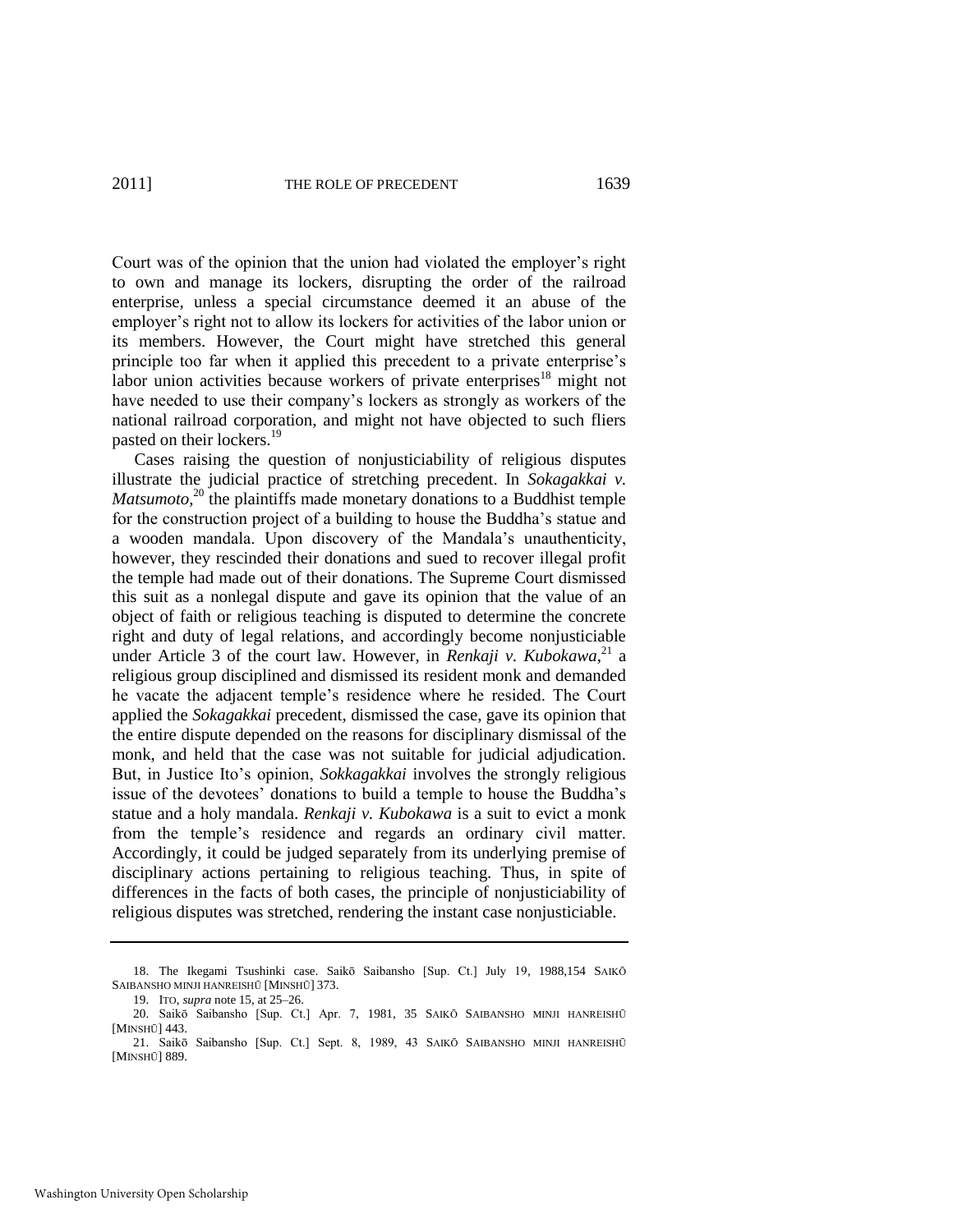Court was of the opinion that the union had violated the employer's right to own and manage its lockers, disrupting the order of the railroad enterprise, unless a special circumstance deemed it an abuse of the employer's right not to allow its lockers for activities of the labor union or its members. However, the Court might have stretched this general principle too far when it applied this precedent to a private enterprise's labor union activities because workers of private enterprises[18] might not have needed to use their company's lockers as strongly as workers of the national railroad corporation, and might not have objected to such fliers pasted on their lockers.[19]

Cases raising the question of nonjusticiability of religious disputes illustrate the judicial practice of stretching precedent. In *Sokagakkai v. Matsumoto*,[20] the plaintiffs made monetary donations to a Buddhist temple for the construction project of a building to house the Buddha's statue and a wooden mandala. Upon discovery of the Mandala's unauthenticity, however, they rescinded their donations and sued to recover illegal profit the temple had made out of their donations. The Supreme Court dismissed this suit as a nonlegal dispute and gave its opinion that the value of an object of faith or religious teaching is disputed to determine the concrete right and duty of legal relations, and accordingly become nonjusticiable under Article 3 of the court law. However, in *Renkaji v. Kubokawa*,[21] a religious group disciplined and dismissed its resident monk and demanded he vacate the adjacent temple's residence where he resided. The Court applied the *Sokagakkai* precedent, dismissed the case, gave its opinion that the entire dispute depended on the reasons for disciplinary dismissal of the monk, and held that the case was not suitable for judicial adjudication. But, in Justice Ito's opinion, *Sokkagakkai* involves the strongly religious issue of the devotees' donations to build a temple to house the Buddha's statue and a holy mandala. *Renkaji v. Kubokawa* is a suit to evict a monk from the temple's residence and regards an ordinary civil matter. Accordingly, it could be judged separately from its underlying premise of disciplinary actions pertaining to religious teaching. Thus, in spite of differences in the facts of both cases, the principle of nonjusticiability of religious disputes was stretched, rendering the instant case nonjusticiable.

---

18. The Ikegami Tsushinki case. Saikō Saibansho [Sup. Ct.] July 19, 1988,154 SAIKŌ SAIBANSHO MINJI HANREISHŪ [MINSHŪ] 373.

19. ITO, *supra* note 15, at 25–26.

20. Saikō Saibansho [Sup. Ct.] Apr. 7, 1981, 35 SAIKŌ SAIBANSHO MINJI HANREISHŪ [MINSHŪ] 443.

21. Saikō Saibansho [Sup. Ct.] Sept. 8, 1989, 43 SAIKŌ SAIBANSHO MINJI HANREISHŪ [MINSHŪ] 889.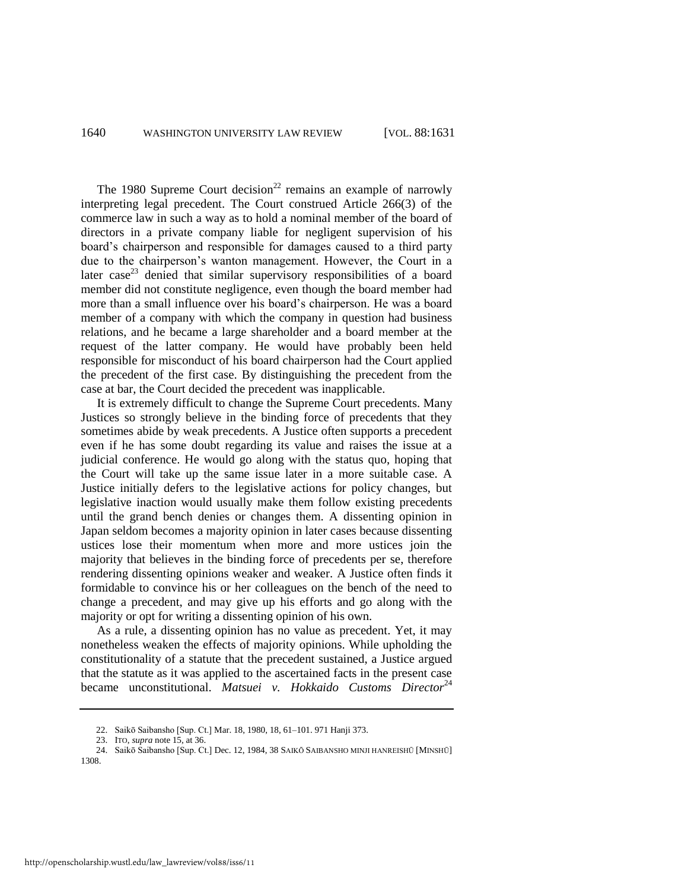The 1980 Supreme Court decision[22] remains an example of narrowly interpreting legal precedent. The Court construed Article 266(3) of the commerce law in such a way as to hold a nominal member of the board of directors in a private company liable for negligent supervision of his board's chairperson and responsible for damages caused to a third party due to the chairperson's wanton management. However, the Court in a later case[23] denied that similar supervisory responsibilities of a board member did not constitute negligence, even though the board member had more than a small influence over his board's chairperson. He was a board member of a company with which the company in question had business relations, and he became a large shareholder and a board member at the request of the latter company. He would have probably been held responsible for misconduct of his board chairperson had the Court applied the precedent of the first case. By distinguishing the precedent from the case at bar, the Court decided the precedent was inapplicable.

It is extremely difficult to change the Supreme Court precedents. Many Justices so strongly believe in the binding force of precedents that they sometimes abide by weak precedents. A Justice often supports a precedent even if he has some doubt regarding its value and raises the issue at a judicial conference. He would go along with the status quo, hoping that the Court will take up the same issue later in a more suitable case. A Justice initially defers to the legislative actions for policy changes, but legislative inaction would usually make them follow existing precedents until the grand bench denies or changes them. A dissenting opinion in Japan seldom becomes a majority opinion in later cases because dissenting ustices lose their momentum when more and more ustices join the majority that believes in the binding force of precedents per se, therefore rendering dissenting opinions weaker and weaker. A Justice often finds it formidable to convince his or her colleagues on the bench of the need to change a precedent, and may give up his efforts and go along with the majority or opt for writing a dissenting opinion of his own.

As a rule, a dissenting opinion has no value as precedent. Yet, it may nonetheless weaken the effects of majority opinions. While upholding the constitutionality of a statute that the precedent sustained, a Justice argued that the statute as it was applied to the ascertained facts in the present case became unconstitutional. *Matsuei v. Hokkaido Customs Director*[24]

---

22. Saikō Saibansho [Sup. Ct.] Mar. 18, 1980, 18, 61–101. 971 Hanji 373.

23. ITO, *supra* note 15, at 36.

24. Saikō Saibansho [Sup. Ct.] Dec. 12, 1984, 38 SAIKŌ SAIBANSHO MINJI HANREISHŪ [MINSHŪ] 1308.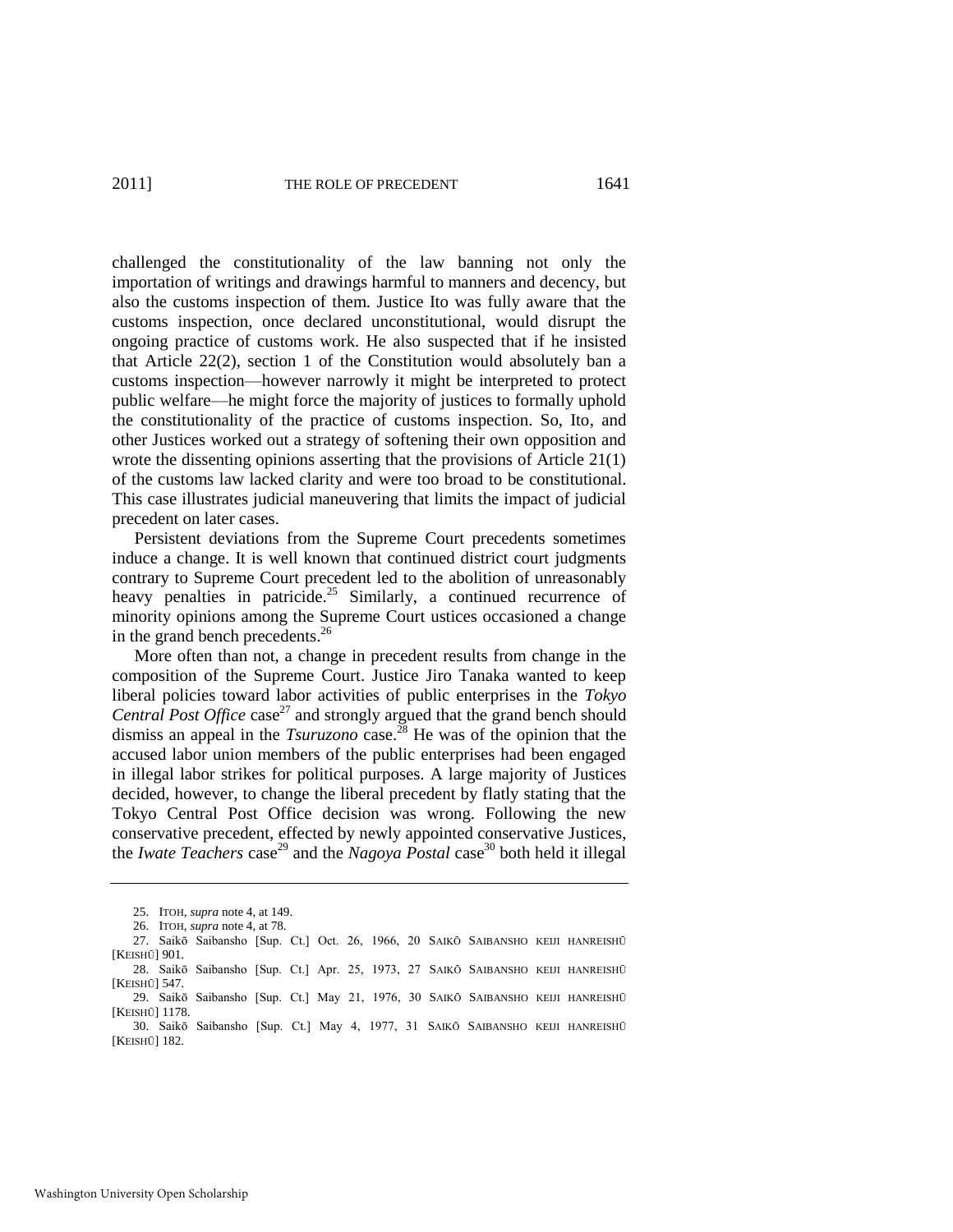challenged the constitutionality of the law banning not only the importation of writings and drawings harmful to manners and decency, but also the customs inspection of them. Justice Ito was fully aware that the customs inspection, once declared unconstitutional, would disrupt the ongoing practice of customs work. He also suspected that if he insisted that Article 22(2), section 1 of the Constitution would absolutely ban a customs inspection—however narrowly it might be interpreted to protect public welfare—he might force the majority of justices to formally uphold the constitutionality of the practice of customs inspection. So, Ito, and other Justices worked out a strategy of softening their own opposition and wrote the dissenting opinions asserting that the provisions of Article 21(1) of the customs law lacked clarity and were too broad to be constitutional. This case illustrates judicial maneuvering that limits the impact of judicial precedent on later cases.

Persistent deviations from the Supreme Court precedents sometimes induce a change. It is well known that continued district court judgments contrary to Supreme Court precedent led to the abolition of unreasonably heavy penalties in patricide.[25] Similarly, a continued recurrence of minority opinions among the Supreme Court ustices occasioned a change in the grand bench precedents.[26]

More often than not, a change in precedent results from change in the composition of the Supreme Court. Justice Jiro Tanaka wanted to keep liberal policies toward labor activities of public enterprises in the *Tokyo Central Post Office* case[27] and strongly argued that the grand bench should dismiss an appeal in the *Tsuruzono* case.[28] He was of the opinion that the accused labor union members of the public enterprises had been engaged in illegal labor strikes for political purposes. A large majority of Justices decided, however, to change the liberal precedent by flatly stating that the Tokyo Central Post Office decision was wrong. Following the new conservative precedent, effected by newly appointed conservative Justices, the *Iwate Teachers* case[29] and the *Nagoya Postal* case[30] both held it illegal

---

25. ITOH, *supra* note 4, at 149.

26. ITOH, *supra* note 4, at 78.

27. Saikō Saibansho [Sup. Ct.] Oct. 26, 1966, 20 SAIKŌ SAIBANSHO KEIJI HANREISHŪ [KEISHŪ] 901.

28. Saikō Saibansho [Sup. Ct.] Apr. 25, 1973, 27 SAIKŌ SAIBANSHO KEIJI HANREISHŪ [KEISHŪ] 547.

29. Saikō Saibansho [Sup. Ct.] May 21, 1976, 30 SAIKŌ SAIBANSHO KEIJI HANREISHŪ [KEISHŪ] 1178.

30. Saikō Saibansho [Sup. Ct.] May 4, 1977, 31 SAIKŌ SAIBANSHO KEIJI HANREISHŪ [KEISHŪ] 182.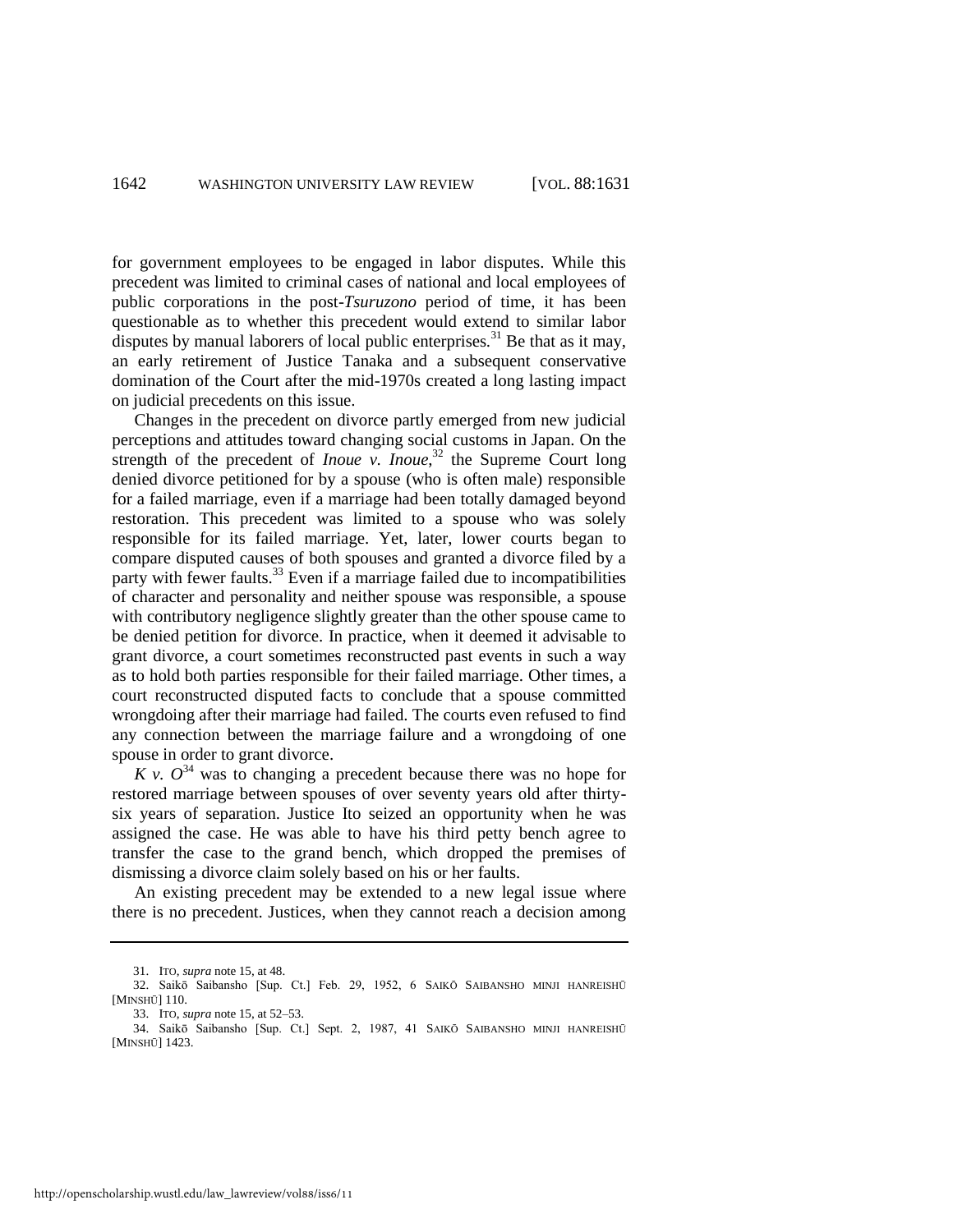for government employees to be engaged in labor disputes. While this precedent was limited to criminal cases of national and local employees of public corporations in the post-*Tsuruzono* period of time, it has been questionable as to whether this precedent would extend to similar labor disputes by manual laborers of local public enterprises.[31] Be that as it may, an early retirement of Justice Tanaka and a subsequent conservative domination of the Court after the mid-1970s created a long lasting impact on judicial precedents on this issue.

Changes in the precedent on divorce partly emerged from new judicial perceptions and attitudes toward changing social customs in Japan. On the strength of the precedent of *Inoue v. Inoue*,[32] the Supreme Court long denied divorce petitioned for by a spouse (who is often male) responsible for a failed marriage, even if a marriage had been totally damaged beyond restoration. This precedent was limited to a spouse who was solely responsible for its failed marriage. Yet, later, lower courts began to compare disputed causes of both spouses and granted a divorce filed by a party with fewer faults.[33] Even if a marriage failed due to incompatibilities of character and personality and neither spouse was responsible, a spouse with contributory negligence slightly greater than the other spouse came to be denied petition for divorce. In practice, when it deemed it advisable to grant divorce, a court sometimes reconstructed past events in such a way as to hold both parties responsible for their failed marriage. Other times, a court reconstructed disputed facts to conclude that a spouse committed wrongdoing after their marriage had failed. The courts even refused to find any connection between the marriage failure and a wrongdoing of one spouse in order to grant divorce.

*K v. O*[34] was to changing a precedent because there was no hope for restored marriage between spouses of over seventy years old after thirty-six years of separation. Justice Ito seized an opportunity when he was assigned the case. He was able to have his third petty bench agree to transfer the case to the grand bench, which dropped the premises of dismissing a divorce claim solely based on his or her faults.

An existing precedent may be extended to a new legal issue where there is no precedent. Justices, when they cannot reach a decision among

---

31. ITO, *supra* note 15, at 48.

32. Saikō Saibansho [Sup. Ct.] Feb. 29, 1952, 6 SAIKŌ SAIBANSHO MINJI HANREISHŪ [MINSHŪ] 110.

33. ITO, *supra* note 15, at 52–53.

34. Saikō Saibansho [Sup. Ct.] Sept. 2, 1987, 41 SAIKŌ SAIBANSHO MINJI HANREISHŪ [MINSHŪ] 1423.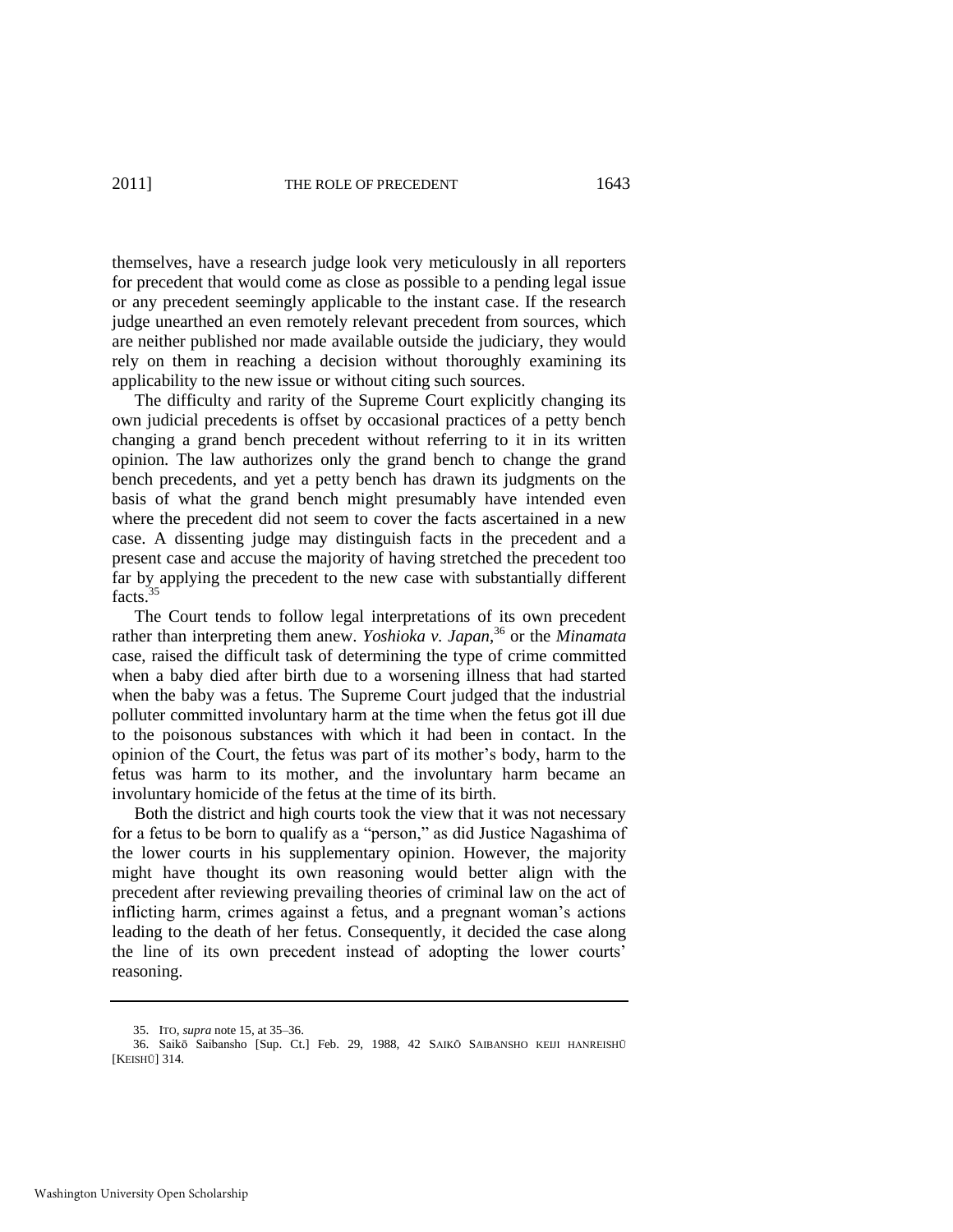themselves, have a research judge look very meticulously in all reporters for precedent that would come as close as possible to a pending legal issue or any precedent seemingly applicable to the instant case. If the research judge unearthed an even remotely relevant precedent from sources, which are neither published nor made available outside the judiciary, they would rely on them in reaching a decision without thoroughly examining its applicability to the new issue or without citing such sources.

The difficulty and rarity of the Supreme Court explicitly changing its own judicial precedents is offset by occasional practices of a petty bench changing a grand bench precedent without referring to it in its written opinion. The law authorizes only the grand bench to change the grand bench precedents, and yet a petty bench has drawn its judgments on the basis of what the grand bench might presumably have intended even where the precedent did not seem to cover the facts ascertained in a new case. A dissenting judge may distinguish facts in the precedent and a present case and accuse the majority of having stretched the precedent too far by applying the precedent to the new case with substantially different facts.[35]

The Court tends to follow legal interpretations of its own precedent rather than interpreting them anew. *Yoshioka v. Japan*,[36] or the *Minamata* case, raised the difficult task of determining the type of crime committed when a baby died after birth due to a worsening illness that had started when the baby was a fetus. The Supreme Court judged that the industrial polluter committed involuntary harm at the time when the fetus got ill due to the poisonous substances with which it had been in contact. In the opinion of the Court, the fetus was part of its mother's body, harm to the fetus was harm to its mother, and the involuntary harm became an involuntary homicide of the fetus at the time of its birth.

Both the district and high courts took the view that it was not necessary for a fetus to be born to qualify as a "person," as did Justice Nagashima of the lower courts in his supplementary opinion. However, the majority might have thought its own reasoning would better align with the precedent after reviewing prevailing theories of criminal law on the act of inflicting harm, crimes against a fetus, and a pregnant woman's actions leading to the death of her fetus. Consequently, it decided the case along the line of its own precedent instead of adopting the lower courts' reasoning.

---

35. ITO, *supra* note 15, at 35–36.

36. Saikō Saibansho [Sup. Ct.] Feb. 29, 1988, 42 SAIKŌ SAIBANSHO KEIJI HANREISHŪ [KEISHŪ] 314.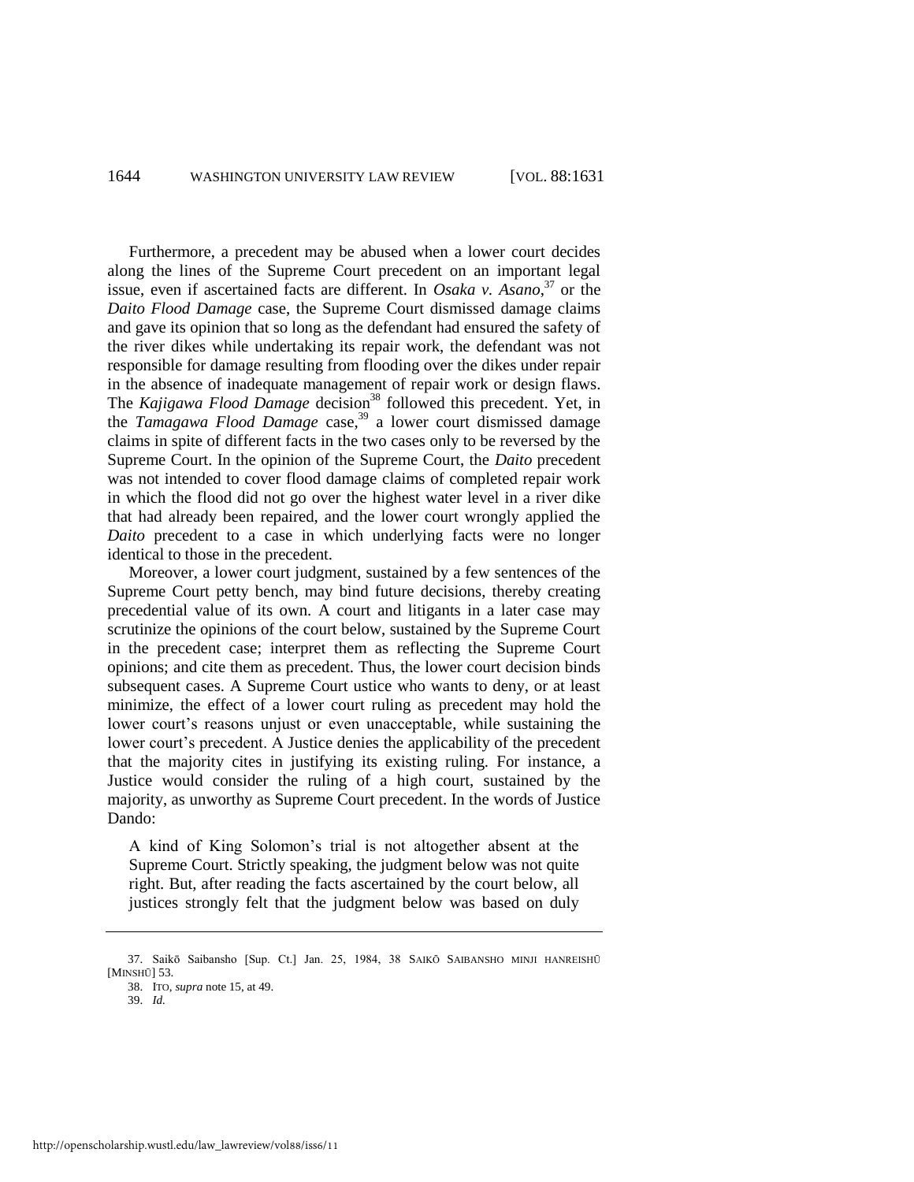Furthermore, a precedent may be abused when a lower court decides along the lines of the Supreme Court precedent on an important legal issue, even if ascertained facts are different. In *Osaka v. Asano*,[37] or the *Daito Flood Damage* case, the Supreme Court dismissed damage claims and gave its opinion that so long as the defendant had ensured the safety of the river dikes while undertaking its repair work, the defendant was not responsible for damage resulting from flooding over the dikes under repair in the absence of inadequate management of repair work or design flaws. The *Kajigawa Flood Damage* decision[38] followed this precedent. Yet, in the *Tamagawa Flood Damage* case,[39] a lower court dismissed damage claims in spite of different facts in the two cases only to be reversed by the Supreme Court. In the opinion of the Supreme Court, the *Daito* precedent was not intended to cover flood damage claims of completed repair work in which the flood did not go over the highest water level in a river dike that had already been repaired, and the lower court wrongly applied the *Daito* precedent to a case in which underlying facts were no longer identical to those in the precedent.

Moreover, a lower court judgment, sustained by a few sentences of the Supreme Court petty bench, may bind future decisions, thereby creating precedential value of its own. A court and litigants in a later case may scrutinize the opinions of the court below, sustained by the Supreme Court in the precedent case; interpret them as reflecting the Supreme Court opinions; and cite them as precedent. Thus, the lower court decision binds subsequent cases. A Supreme Court ustice who wants to deny, or at least minimize, the effect of a lower court ruling as precedent may hold the lower court's reasons unjust or even unacceptable, while sustaining the lower court's precedent. A Justice denies the applicability of the precedent that the majority cites in justifying its existing ruling. For instance, a Justice would consider the ruling of a high court, sustained by the majority, as unworthy as Supreme Court precedent. In the words of Justice Dando:

> A kind of King Solomon's trial is not altogether absent at the Supreme Court. Strictly speaking, the judgment below was not quite right. But, after reading the facts ascertained by the court below, all justices strongly felt that the judgment below was based on duly

---

37. Saikō Saibansho [Sup. Ct.] Jan. 25, 1984, 38 SAIKŌ SAIBANSHO MINJI HANREISHŪ [MINSHŪ] 53.

38. ITO, *supra* note 15, at 49.

39. *Id.*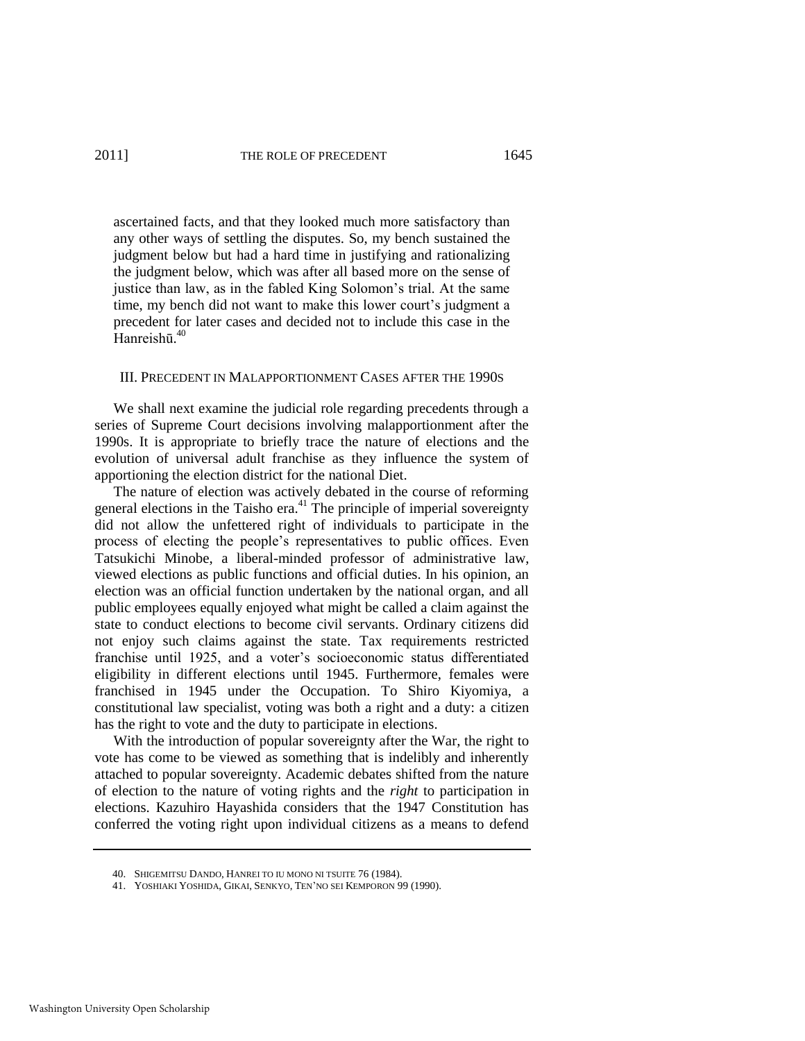ascertained facts, and that they looked much more satisfactory than any other ways of settling the disputes. So, my bench sustained the judgment below but had a hard time in justifying and rationalizing the judgment below, which was after all based more on the sense of justice than law, as in the fabled King Solomon's trial. At the same time, my bench did not want to make this lower court's judgment a precedent for later cases and decided not to include this case in the Hanreishū.[40]

## III. Precedent in Malapportionment Cases after the 1990s

We shall next examine the judicial role regarding precedents through a series of Supreme Court decisions involving malapportionment after the 1990s. It is appropriate to briefly trace the nature of elections and the evolution of universal adult franchise as they influence the system of apportioning the election district for the national Diet.

The nature of election was actively debated in the course of reforming general elections in the Taisho era.[41] The principle of imperial sovereignty did not allow the unfettered right of individuals to participate in the process of electing the people's representatives to public offices. Even Tatsukichi Minobe, a liberal-minded professor of administrative law, viewed elections as public functions and official duties. In his opinion, an election was an official function undertaken by the national organ, and all public employees equally enjoyed what might be called a claim against the state to conduct elections to become civil servants. Ordinary citizens did not enjoy such claims against the state. Tax requirements restricted franchise until 1925, and a voter's socioeconomic status differentiated eligibility in different elections until 1945. Furthermore, females were franchised in 1945 under the Occupation. To Shiro Kiyomiya, a constitutional law specialist, voting was both a right and a duty: a citizen has the right to vote and the duty to participate in elections.

With the introduction of popular sovereignty after the War, the right to vote has come to be viewed as something that is indelibly and inherently attached to popular sovereignty. Academic debates shifted from the nature of election to the nature of voting rights and the *right* to participation in elections. Kazuhiro Hayashida considers that the 1947 Constitution has conferred the voting right upon individual citizens as a means to defend

---

40. Shigemitsu Dando, Hanrei to iu mono ni tsuite 76 (1984).

41. Yoshiaki Yoshida, Gikai, Senkyo, Ten'no sei Kemporon 99 (1990).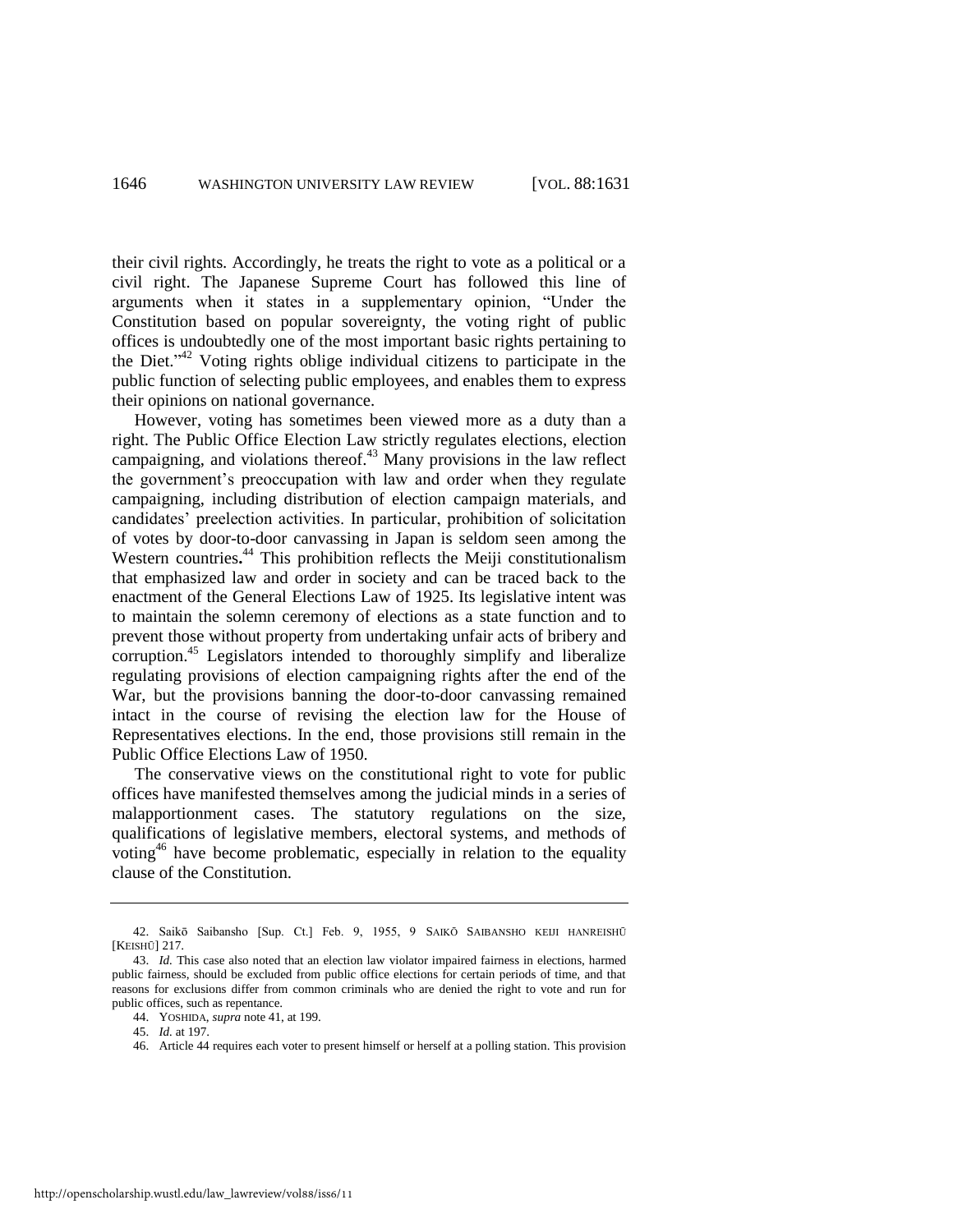their civil rights. Accordingly, he treats the right to vote as a political or a civil right. The Japanese Supreme Court has followed this line of arguments when it states in a supplementary opinion, "Under the Constitution based on popular sovereignty, the voting right of public offices is undoubtedly one of the most important basic rights pertaining to the Diet."[42] Voting rights oblige individual citizens to participate in the public function of selecting public employees, and enables them to express their opinions on national governance.

However, voting has sometimes been viewed more as a duty than a right. The Public Office Election Law strictly regulates elections, election campaigning, and violations thereof.[43] Many provisions in the law reflect the government's preoccupation with law and order when they regulate campaigning, including distribution of election campaign materials, and candidates' preelection activities. In particular, prohibition of solicitation of votes by door-to-door canvassing in Japan is seldom seen among the Western countries**.**[44] This prohibition reflects the Meiji constitutionalism that emphasized law and order in society and can be traced back to the enactment of the General Elections Law of 1925. Its legislative intent was to maintain the solemn ceremony of elections as a state function and to prevent those without property from undertaking unfair acts of bribery and corruption.[45] Legislators intended to thoroughly simplify and liberalize regulating provisions of election campaigning rights after the end of the War, but the provisions banning the door-to-door canvassing remained intact in the course of revising the election law for the House of Representatives elections. In the end, those provisions still remain in the Public Office Elections Law of 1950.

The conservative views on the constitutional right to vote for public offices have manifested themselves among the judicial minds in a series of malapportionment cases. The statutory regulations on the size, qualifications of legislative members, electoral systems, and methods of voting[46] have become problematic, especially in relation to the equality clause of the Constitution.

---

42. Saikō Saibansho [Sup. Ct.] Feb. 9, 1955, 9 SAIKŌ SAIBANSHO KEIJI HANREISHŪ [KEISHŪ] 217.

43. *Id.* This case also noted that an election law violator impaired fairness in elections, harmed public fairness, should be excluded from public office elections for certain periods of time, and that reasons for exclusions differ from common criminals who are denied the right to vote and run for public offices, such as repentance.

44. YOSHIDA, *supra* note 41, at 199.

45. *Id.* at 197.

46. Article 44 requires each voter to present himself or herself at a polling station. This provision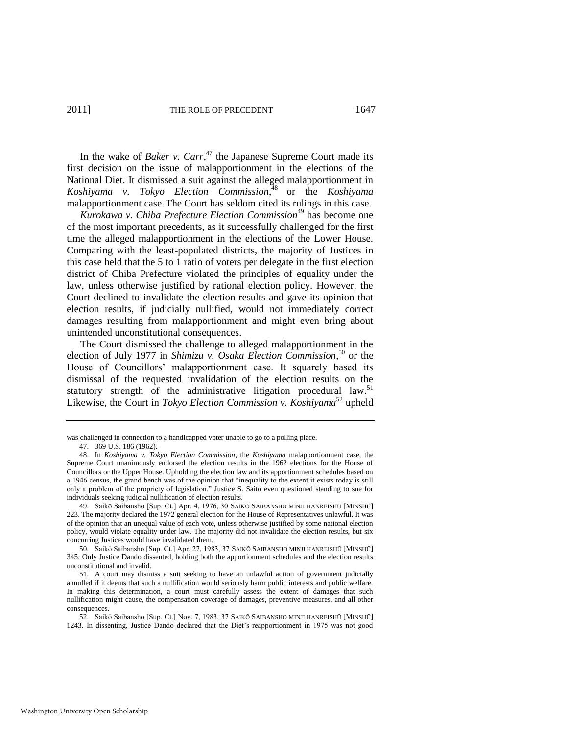In the wake of *Baker v. Carr*,[47] the Japanese Supreme Court made its first decision on the issue of malapportionment in the elections of the National Diet. It dismissed a suit against the alleged malapportionment in *Koshiyama v. Tokyo Election Commission*,[48] or the *Koshiyama* malapportionment case. The Court has seldom cited its rulings in this case.

*Kurokawa v. Chiba Prefecture Election Commission*[49] has become one of the most important precedents, as it successfully challenged for the first time the alleged malapportionment in the elections of the Lower House. Comparing with the least-populated districts, the majority of Justices in this case held that the 5 to 1 ratio of voters per delegate in the first election district of Chiba Prefecture violated the principles of equality under the law, unless otherwise justified by rational election policy. However, the Court declined to invalidate the election results and gave its opinion that election results, if judicially nullified, would not immediately correct damages resulting from malapportionment and might even bring about unintended unconstitutional consequences.

The Court dismissed the challenge to alleged malapportionment in the election of July 1977 in *Shimizu v. Osaka Election Commission*,[50] or the House of Councillors' malapportionment case. It squarely based its dismissal of the requested invalidation of the election results on the statutory strength of the administrative litigation procedural law.[51] Likewise, the Court in *Tokyo Election Commission v. Koshiyama*[52] upheld

---

was challenged in connection to a handicapped voter unable to go to a polling place.

47. 369 U.S. 186 (1962).

48. In *Koshiyama v. Tokyo Election Commission*, the *Koshiyama* malapportionment case, the Supreme Court unanimously endorsed the election results in the 1962 elections for the House of Councillors or the Upper House. Upholding the election law and its apportionment schedules based on a 1946 census, the grand bench was of the opinion that "inequality to the extent it exists today is still only a problem of the propriety of legislation." Justice S. Saito even questioned standing to sue for individuals seeking judicial nullification of election results.

49. Saikō Saibansho [Sup. Ct.] Apr. 4, 1976, 30 SAIKŌ SAIBANSHO MINJI HANREISHŪ [MINSHŪ] 223. The majority declared the 1972 general election for the House of Representatives unlawful. It was of the opinion that an unequal value of each vote, unless otherwise justified by some national election policy, would violate equality under law. The majority did not invalidate the election results, but six concurring Justices would have invalidated them.

50. Saikō Saibansho [Sup. Ct.] Apr. 27, 1983, 37 SAIKŌ SAIBANSHO MINJI HANREISHŪ [MINSHŪ] 345. Only Justice Dando dissented, holding both the apportionment schedules and the election results unconstitutional and invalid.

51. A court may dismiss a suit seeking to have an unlawful action of government judicially annulled if it deems that such a nullification would seriously harm public interests and public welfare. In making this determination, a court must carefully assess the extent of damages that such nullification might cause, the compensation coverage of damages, preventive measures, and all other consequences.

52. Saikō Saibansho [Sup. Ct.] Nov. 7, 1983, 37 SAIKŌ SAIBANSHO MINJI HANREISHŪ [MINSHŪ] 1243. In dissenting, Justice Dando declared that the Diet's reapportionment in 1975 was not good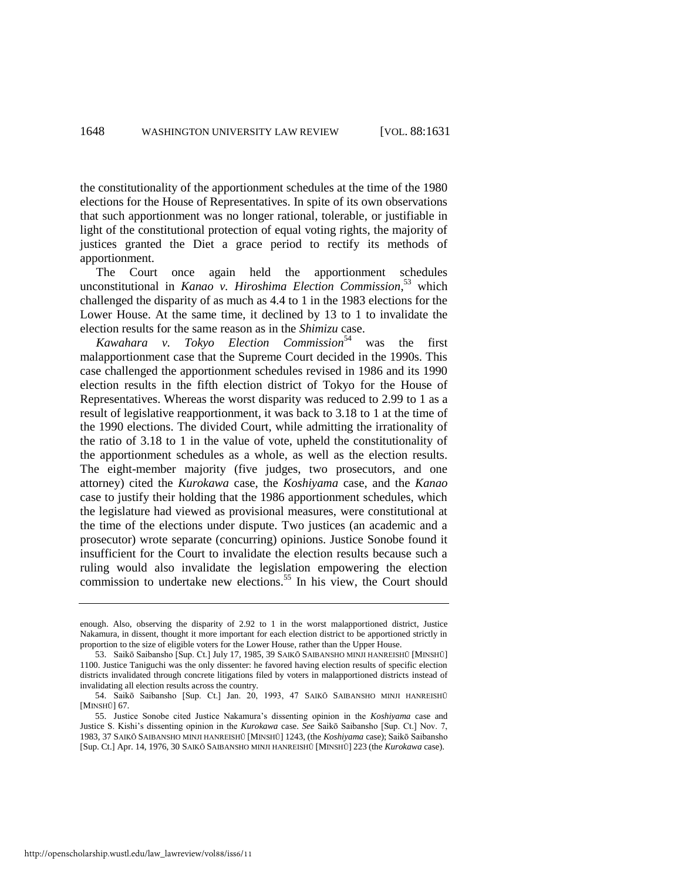the constitutionality of the apportionment schedules at the time of the 1980 elections for the House of Representatives. In spite of its own observations that such apportionment was no longer rational, tolerable, or justifiable in light of the constitutional protection of equal voting rights, the majority of justices granted the Diet a grace period to rectify its methods of apportionment.

The Court once again held the apportionment schedules unconstitutional in *Kanao v. Hiroshima Election Commission*,[53] which challenged the disparity of as much as 4.4 to 1 in the 1983 elections for the Lower House. At the same time, it declined by 13 to 1 to invalidate the election results for the same reason as in the *Shimizu* case.

*Kawahara v. Tokyo Election Commission*[54] was the first malapportionment case that the Supreme Court decided in the 1990s. This case challenged the apportionment schedules revised in 1986 and its 1990 election results in the fifth election district of Tokyo for the House of Representatives. Whereas the worst disparity was reduced to 2.99 to 1 as a result of legislative reapportionment, it was back to 3.18 to 1 at the time of the 1990 elections. The divided Court, while admitting the irrationality of the ratio of 3.18 to 1 in the value of vote, upheld the constitutionality of the apportionment schedules as a whole, as well as the election results. The eight-member majority (five judges, two prosecutors, and one attorney) cited the *Kurokawa* case, the *Koshiyama* case, and the *Kanao* case to justify their holding that the 1986 apportionment schedules, which the legislature had viewed as provisional measures, were constitutional at the time of the elections under dispute. Two justices (an academic and a prosecutor) wrote separate (concurring) opinions. Justice Sonobe found it insufficient for the Court to invalidate the election results because such a ruling would also invalidate the legislation empowering the election commission to undertake new elections.[55] In his view, the Court should

---

enough. Also, observing the disparity of 2.92 to 1 in the worst malapportioned district, Justice Nakamura, in dissent, thought it more important for each election district to be apportioned strictly in proportion to the size of eligible voters for the Lower House, rather than the Upper House.

53. Saikō Saibansho [Sup. Ct.] July 17, 1985, 39 SAIKŌ SAIBANSHO MINJI HANREISHŪ [MINSHŪ] 1100. Justice Taniguchi was the only dissenter: he favored having election results of specific election districts invalidated through concrete litigations filed by voters in malapportioned districts instead of invalidating all election results across the country.

54. Saikō Saibansho [Sup. Ct.] Jan. 20, 1993, 47 SAIKŌ SAIBANSHO MINJI HANREISHŪ [MINSHŪ] 67.

55. Justice Sonobe cited Justice Nakamura's dissenting opinion in the *Koshiyama* case and Justice S. Kishi's dissenting opinion in the *Kurokawa* case. *See* Saikō Saibansho [Sup. Ct.] Nov. 7, 1983, 37 SAIKŌ SAIBANSHO MINJI HANREISHŪ [MINSHŪ] 1243, (the *Koshiyama* case); Saikō Saibansho [Sup. Ct.] Apr. 14, 1976, 30 SAIKŌ SAIBANSHO MINJI HANREISHŪ [MINSHŪ] 223 (the *Kurokawa* case).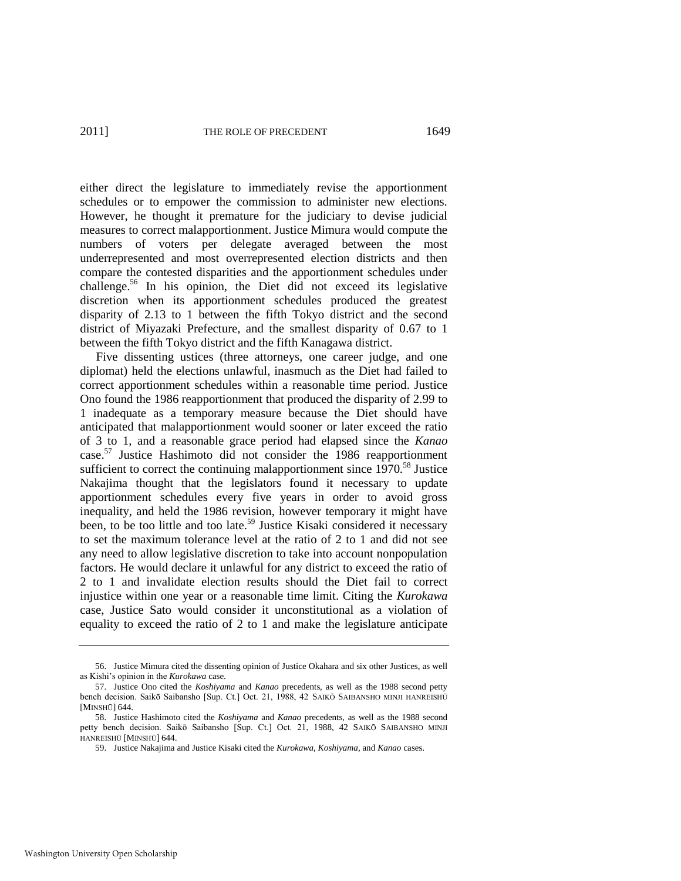either direct the legislature to immediately revise the apportionment schedules or to empower the commission to administer new elections. However, he thought it premature for the judiciary to devise judicial measures to correct malapportionment. Justice Mimura would compute the numbers of voters per delegate averaged between the most underrepresented and most overrepresented election districts and then compare the contested disparities and the apportionment schedules under challenge.[56] In his opinion, the Diet did not exceed its legislative discretion when its apportionment schedules produced the greatest disparity of 2.13 to 1 between the fifth Tokyo district and the second district of Miyazaki Prefecture, and the smallest disparity of 0.67 to 1 between the fifth Tokyo district and the fifth Kanagawa district.

Five dissenting ustices (three attorneys, one career judge, and one diplomat) held the elections unlawful, inasmuch as the Diet had failed to correct apportionment schedules within a reasonable time period. Justice Ono found the 1986 reapportionment that produced the disparity of 2.99 to 1 inadequate as a temporary measure because the Diet should have anticipated that malapportionment would sooner or later exceed the ratio of 3 to 1, and a reasonable grace period had elapsed since the *Kanao* case.[57] Justice Hashimoto did not consider the 1986 reapportionment sufficient to correct the continuing malapportionment since 1970.[58] Justice Nakajima thought that the legislators found it necessary to update apportionment schedules every five years in order to avoid gross inequality, and held the 1986 revision, however temporary it might have been, to be too little and too late.[59] Justice Kisaki considered it necessary to set the maximum tolerance level at the ratio of 2 to 1 and did not see any need to allow legislative discretion to take into account nonpopulation factors. He would declare it unlawful for any district to exceed the ratio of 2 to 1 and invalidate election results should the Diet fail to correct injustice within one year or a reasonable time limit. Citing the *Kurokawa* case, Justice Sato would consider it unconstitutional as a violation of equality to exceed the ratio of 2 to 1 and make the legislature anticipate

---

56. Justice Mimura cited the dissenting opinion of Justice Okahara and six other Justices, as well as Kishi's opinion in the *Kurokawa* case.

57. Justice Ono cited the *Koshiyama* and *Kanao* precedents, as well as the 1988 second petty bench decision. Saikō Saibansho [Sup. Ct.] Oct. 21, 1988, 42 SAIKŌ SAIBANSHO MINJI HANREISHŪ [MINSHŪ] 644.

58. Justice Hashimoto cited the *Koshiyama* and *Kanao* precedents, as well as the 1988 second petty bench decision. Saikō Saibansho [Sup. Ct.] Oct. 21, 1988, 42 SAIKŌ SAIBANSHO MINJI HANREISHŪ [MINSHŪ] 644.

59. Justice Nakajima and Justice Kisaki cited the *Kurokawa*, *Koshiyama*, and *Kanao* cases.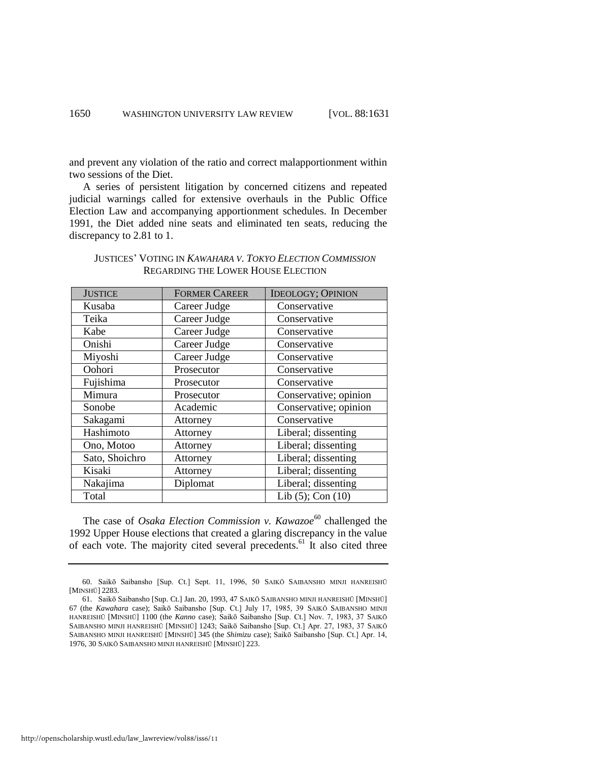and prevent any violation of the ratio and correct malapportionment within two sessions of the Diet.

A series of persistent litigation by concerned citizens and repeated judicial warnings called for extensive overhauls in the Public Office Election Law and accompanying apportionment schedules. In December 1991, the Diet added nine seats and eliminated ten seats, reducing the discrepancy to 2.81 to 1.

JUSTICES' VOTING IN *KAWAHARA V. TOKYO ELECTION COMMISSION* REGARDING THE LOWER HOUSE ELECTION

| JUSTICE | FORMER CAREER | IDEOLOGY; OPINION |
|---|---|---|
| Kusaba | Career Judge | Conservative |
| Teika | Career Judge | Conservative |
| Kabe | Career Judge | Conservative |
| Onishi | Career Judge | Conservative |
| Miyoshi | Career Judge | Conservative |
| Oohori | Prosecutor | Conservative |
| Fujishima | Prosecutor | Conservative |
| Mimura | Prosecutor | Conservative; opinion |
| Sonobe | Academic | Conservative; opinion |
| Sakagami | Attorney | Conservative |
| Hashimoto | Attorney | Liberal; dissenting |
| Ono, Motoo | Attorney | Liberal; dissenting |
| Sato, Shoichro | Attorney | Liberal; dissenting |
| Kisaki | Attorney | Liberal; dissenting |
| Nakajima | Diplomat | Liberal; dissenting |
| Total | | Lib (5); Con (10) |

The case of *Osaka Election Commission v. Kawazoe*[60] challenged the 1992 Upper House elections that created a glaring discrepancy in the value of each vote. The majority cited several precedents.[61] It also cited three

60. Saikō Saibansho [Sup. Ct.] Sept. 11, 1996, 50 SAIKŌ SAIBANSHO MINJI HANREISHŪ [MINSHŪ] 2283.

61. Saikō Saibansho [Sup. Ct.] Jan. 20, 1993, 47 SAIKŌ SAIBANSHO MINJI HANREISHŪ [MINSHŪ] 67 (the *Kawahara* case); Saikō Saibansho [Sup. Ct.] July 17, 1985, 39 SAIKŌ SAIBANSHO MINJI HANREISHŪ [MINSHŪ] 1100 (the *Kanno* case); Saikō Saibansho [Sup. Ct.] Nov. 7, 1983, 37 SAIKŌ SAIBANSHO MINJI HANREISHŪ [MINSHŪ] 1243; Saikō Saibansho [Sup. Ct.] Apr. 27, 1983, 37 SAIKŌ SAIBANSHO MINJI HANREISHŪ [MINSHŪ] 345 (the *Shimizu* case); Saikō Saibansho [Sup. Ct.] Apr. 14, 1976, 30 SAIKŌ SAIBANSHO MINJI HANREISHŪ [MINSHŪ] 223.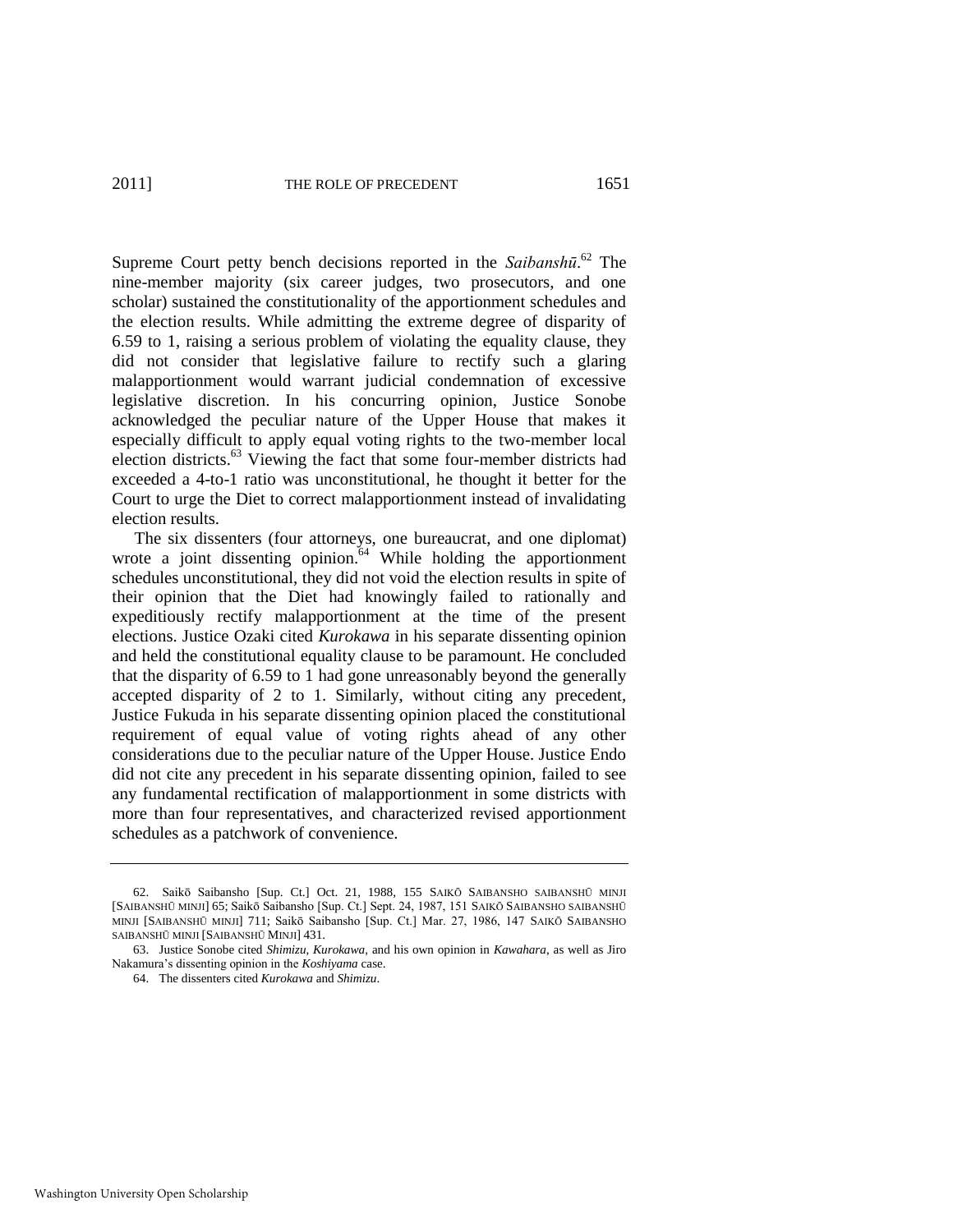Supreme Court petty bench decisions reported in the *Saibanshū*.[62] The nine-member majority (six career judges, two prosecutors, and one scholar) sustained the constitutionality of the apportionment schedules and the election results. While admitting the extreme degree of disparity of 6.59 to 1, raising a serious problem of violating the equality clause, they did not consider that legislative failure to rectify such a glaring malapportionment would warrant judicial condemnation of excessive legislative discretion. In his concurring opinion, Justice Sonobe acknowledged the peculiar nature of the Upper House that makes it especially difficult to apply equal voting rights to the two-member local election districts.[63] Viewing the fact that some four-member districts had exceeded a 4-to-1 ratio was unconstitutional, he thought it better for the Court to urge the Diet to correct malapportionment instead of invalidating election results.

The six dissenters (four attorneys, one bureaucrat, and one diplomat) wrote a joint dissenting opinion.[64] While holding the apportionment schedules unconstitutional, they did not void the election results in spite of their opinion that the Diet had knowingly failed to rationally and expeditiously rectify malapportionment at the time of the present elections. Justice Ozaki cited *Kurokawa* in his separate dissenting opinion and held the constitutional equality clause to be paramount. He concluded that the disparity of 6.59 to 1 had gone unreasonably beyond the generally accepted disparity of 2 to 1. Similarly, without citing any precedent, Justice Fukuda in his separate dissenting opinion placed the constitutional requirement of equal value of voting rights ahead of any other considerations due to the peculiar nature of the Upper House. Justice Endo did not cite any precedent in his separate dissenting opinion, failed to see any fundamental rectification of malapportionment in some districts with more than four representatives, and characterized revised apportionment schedules as a patchwork of convenience.

---

62. Saikō Saibansho [Sup. Ct.] Oct. 21, 1988, 155 SAIKŌ SAIBANSHO SAIBANSHŪ MINJI [SAIBANSHŪ MINJI] 65; Saikō Saibansho [Sup. Ct.] Sept. 24, 1987, 151 SAIKŌ SAIBANSHO SAIBANSHŪ MINJI [SAIBANSHŪ MINJI] 711; Saikō Saibansho [Sup. Ct.] Mar. 27, 1986, 147 SAIKŌ SAIBANSHO SAIBANSHŪ MINJI [SAIBANSHŪ MINJI] 431.

63. Justice Sonobe cited *Shimizu*, *Kurokawa*, and his own opinion in *Kawahara*, as well as Jiro Nakamura's dissenting opinion in the *Koshiyama* case.

64. The dissenters cited *Kurokawa* and *Shimizu*.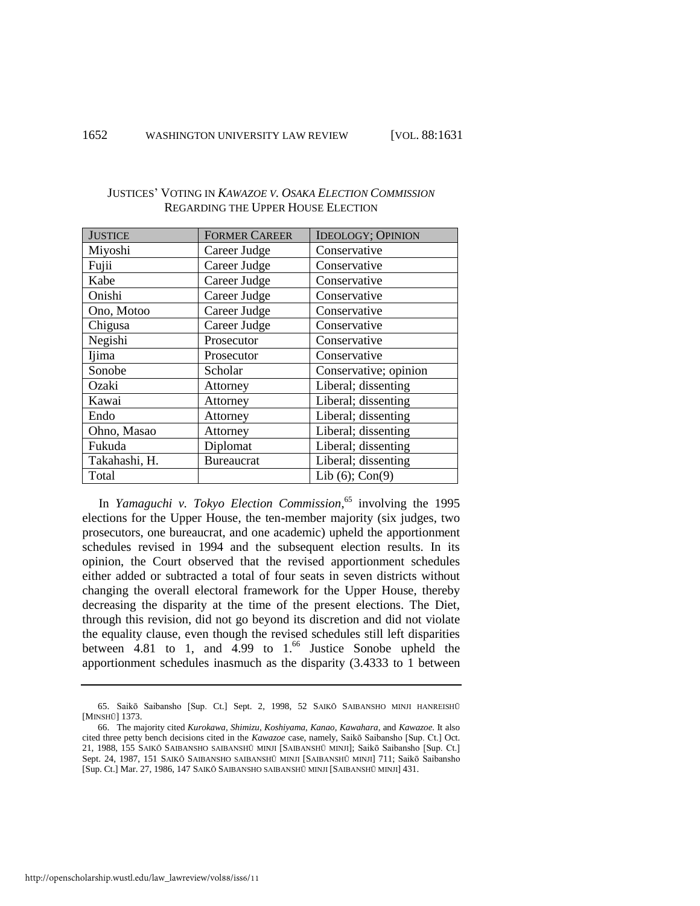JUSTICES' VOTING IN *KAWAZOE V. OSAKA ELECTION COMMISSION* REGARDING THE UPPER HOUSE ELECTION

| JUSTICE | FORMER CAREER | IDEOLOGY; OPINION |
|---|---|---|
| Miyoshi | Career Judge | Conservative |
| Fujii | Career Judge | Conservative |
| Kabe | Career Judge | Conservative |
| Onishi | Career Judge | Conservative |
| Ono, Motoo | Career Judge | Conservative |
| Chigusa | Career Judge | Conservative |
| Negishi | Prosecutor | Conservative |
| Ijima | Prosecutor | Conservative |
| Sonobe | Scholar | Conservative; opinion |
| Ozaki | Attorney | Liberal; dissenting |
| Kawai | Attorney | Liberal; dissenting |
| Endo | Attorney | Liberal; dissenting |
| Ohno, Masao | Attorney | Liberal; dissenting |
| Fukuda | Diplomat | Liberal; dissenting |
| Takahashi, H. | Bureaucrat | Liberal; dissenting |
| Total | | Lib (6); Con(9) |

In *Yamaguchi v. Tokyo Election Commission*,[65] involving the 1995 elections for the Upper House, the ten-member majority (six judges, two prosecutors, one bureaucrat, and one academic) upheld the apportionment schedules revised in 1994 and the subsequent election results. In its opinion, the Court observed that the revised apportionment schedules either added or subtracted a total of four seats in seven districts without changing the overall electoral framework for the Upper House, thereby decreasing the disparity at the time of the present elections. The Diet, through this revision, did not go beyond its discretion and did not violate the equality clause, even though the revised schedules still left disparities between 4.81 to 1, and 4.99 to 1.[66] Justice Sonobe upheld the apportionment schedules inasmuch as the disparity (3.4333 to 1 between

---

65. Saikō Saibansho [Sup. Ct.] Sept. 2, 1998, 52 SAIKŌ SAIBANSHO MINJI HANREISHŪ [MINSHŪ] 1373.

66. The majority cited *Kurokawa*, *Shimizu*, *Koshiyama*, *Kanao*, *Kawahara*, and *Kawazoe*. It also cited three petty bench decisions cited in the *Kawazoe* case, namely, Saikō Saibansho [Sup. Ct.] Oct. 21, 1988, 155 SAIKŌ SAIBANSHO SAIBANSHŪ MINJI [SAIBANSHŪ MINJI]; Saikō Saibansho [Sup. Ct.] Sept. 24, 1987, 151 SAIKŌ SAIBANSHO SAIBANSHŪ MINJI [SAIBANSHŪ MINJI] 711; Saikō Saibansho [Sup. Ct.] Mar. 27, 1986, 147 SAIKŌ SAIBANSHO SAIBANSHŪ MINJI [SAIBANSHŪ MINJI] 431.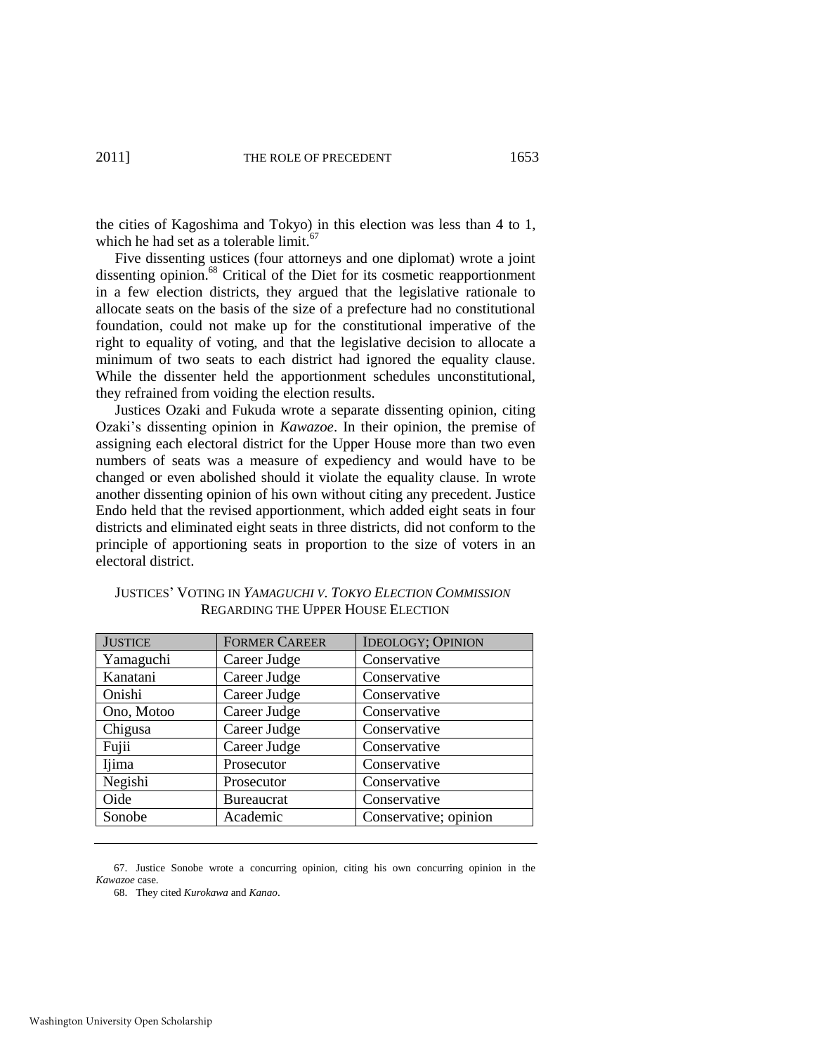the cities of Kagoshima and Tokyo) in this election was less than 4 to 1, which he had set as a tolerable limit.[67]

Five dissenting ustices (four attorneys and one diplomat) wrote a joint dissenting opinion.[68] Critical of the Diet for its cosmetic reapportionment in a few election districts, they argued that the legislative rationale to allocate seats on the basis of the size of a prefecture had no constitutional foundation, could not make up for the constitutional imperative of the right to equality of voting, and that the legislative decision to allocate a minimum of two seats to each district had ignored the equality clause. While the dissenter held the apportionment schedules unconstitutional, they refrained from voiding the election results.

Justices Ozaki and Fukuda wrote a separate dissenting opinion, citing Ozaki's dissenting opinion in *Kawazoe*. In their opinion, the premise of assigning each electoral district for the Upper House more than two even numbers of seats was a measure of expediency and would have to be changed or even abolished should it violate the equality clause. In wrote another dissenting opinion of his own without citing any precedent. Justice Endo held that the revised apportionment, which added eight seats in four districts and eliminated eight seats in three districts, did not conform to the principle of apportioning seats in proportion to the size of voters in an electoral district.

JUSTICES' VOTING IN *YAMAGUCHI V. TOKYO ELECTION COMMISSION* REGARDING THE UPPER HOUSE ELECTION

| JUSTICE | FORMER CAREER | IDEOLOGY; OPINION |
| --- | --- | --- |
| Yamaguchi | Career Judge | Conservative |
| Kanatani | Career Judge | Conservative |
| Onishi | Career Judge | Conservative |
| Ono, Motoo | Career Judge | Conservative |
| Chigusa | Career Judge | Conservative |
| Fujii | Career Judge | Conservative |
| Ijima | Prosecutor | Conservative |
| Negishi | Prosecutor | Conservative |
| Oide | Bureaucrat | Conservative |
| Sonobe | Academic | Conservative; opinion |

67. Justice Sonobe wrote a concurring opinion, citing his own concurring opinion in the *Kawazoe* case.

68. They cited *Kurokawa* and *Kanao*.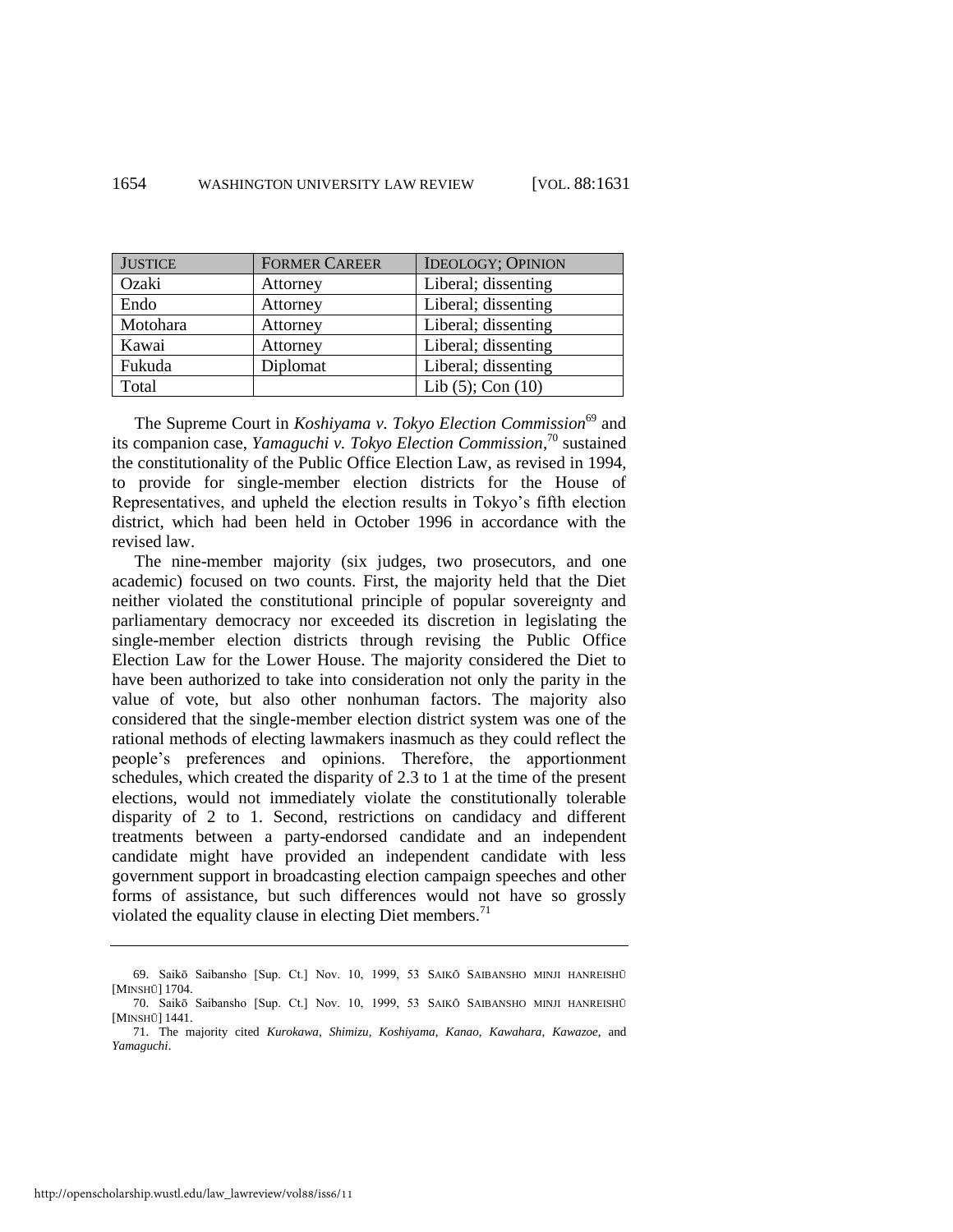| JUSTICE | FORMER CAREER | IDEOLOGY; OPINION |
| --- | --- | --- |
| Ozaki | Attorney | Liberal; dissenting |
| Endo | Attorney | Liberal; dissenting |
| Motohara | Attorney | Liberal; dissenting |
| Kawai | Attorney | Liberal; dissenting |
| Fukuda | Diplomat | Liberal; dissenting |
| Total | | Lib (5); Con (10) |

The Supreme Court in *Koshiyama v. Tokyo Election Commission*[69] and its companion case, *Yamaguchi v. Tokyo Election Commission*,[70] sustained the constitutionality of the Public Office Election Law, as revised in 1994, to provide for single-member election districts for the House of Representatives, and upheld the election results in Tokyo's fifth election district, which had been held in October 1996 in accordance with the revised law.

The nine-member majority (six judges, two prosecutors, and one academic) focused on two counts. First, the majority held that the Diet neither violated the constitutional principle of popular sovereignty and parliamentary democracy nor exceeded its discretion in legislating the single-member election districts through revising the Public Office Election Law for the Lower House. The majority considered the Diet to have been authorized to take into consideration not only the parity in the value of vote, but also other nonhuman factors. The majority also considered that the single-member election district system was one of the rational methods of electing lawmakers inasmuch as they could reflect the people's preferences and opinions. Therefore, the apportionment schedules, which created the disparity of 2.3 to 1 at the time of the present elections, would not immediately violate the constitutionally tolerable disparity of 2 to 1. Second, restrictions on candidacy and different treatments between a party-endorsed candidate and an independent candidate might have provided an independent candidate with less government support in broadcasting election campaign speeches and other forms of assistance, but such differences would not have so grossly violated the equality clause in electing Diet members.[71]

---

69. Saikō Saibansho [Sup. Ct.] Nov. 10, 1999, 53 SAIKŌ SAIBANSHO MINJI HANREISHŪ [MINSHŪ] 1704.

70. Saikō Saibansho [Sup. Ct.] Nov. 10, 1999, 53 SAIKŌ SAIBANSHO MINJI HANREISHŪ [MINSHŪ] 1441.

71. The majority cited *Kurokawa*, *Shimizu*, *Koshiyama*, *Kanao*, *Kawahara*, *Kawazoe*, and *Yamaguchi*.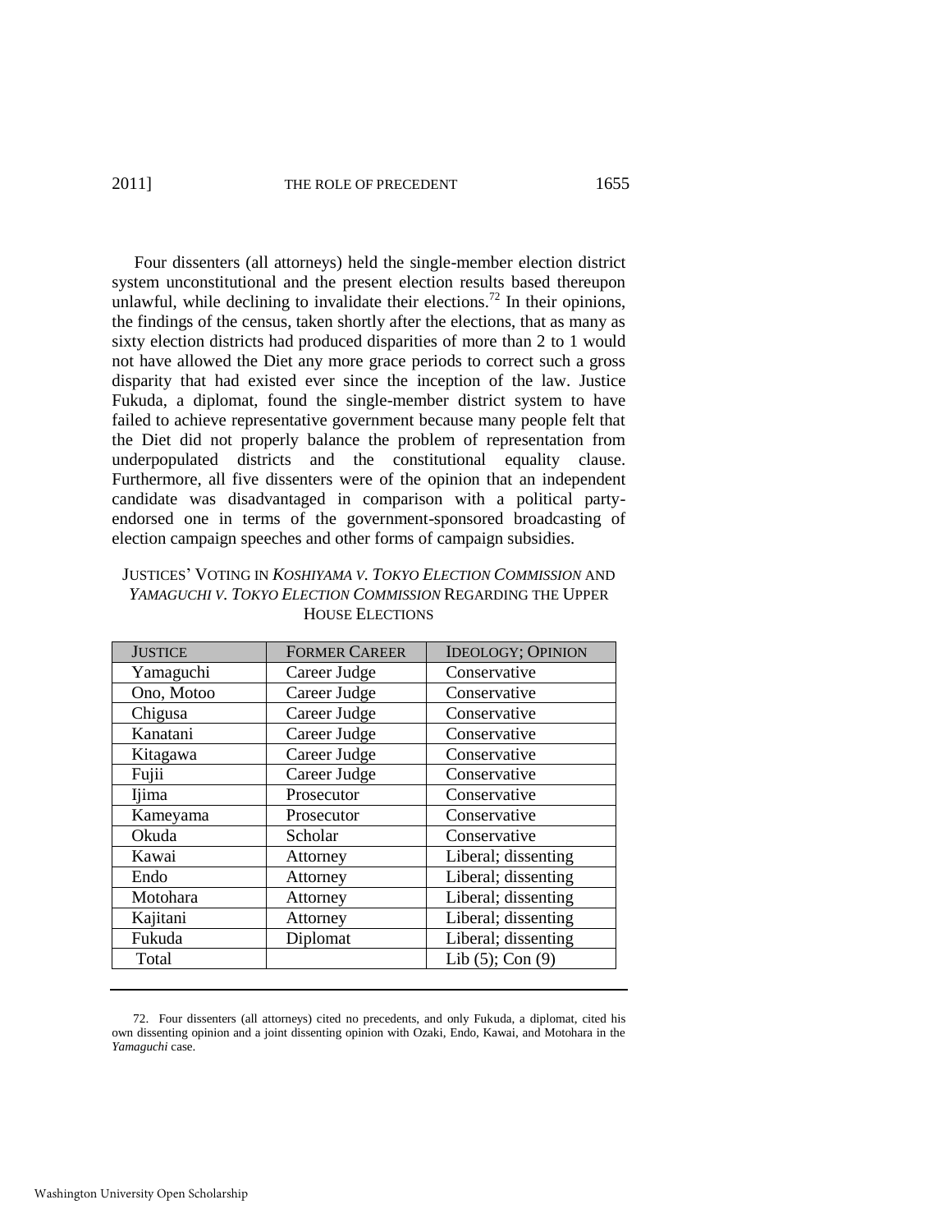Four dissenters (all attorneys) held the single-member election district system unconstitutional and the present election results based thereupon unlawful, while declining to invalidate their elections.[72] In their opinions, the findings of the census, taken shortly after the elections, that as many as sixty election districts had produced disparities of more than 2 to 1 would not have allowed the Diet any more grace periods to correct such a gross disparity that had existed ever since the inception of the law. Justice Fukuda, a diplomat, found the single-member district system to have failed to achieve representative government because many people felt that the Diet did not properly balance the problem of representation from underpopulated districts and the constitutional equality clause. Furthermore, all five dissenters were of the opinion that an independent candidate was disadvantaged in comparison with a political party-endorsed one in terms of the government-sponsored broadcasting of election campaign speeches and other forms of campaign subsidies.

JUSTICES' VOTING IN *KOSHIYAMA V. TOKYO ELECTION COMMISSION* AND *YAMAGUCHI V. TOKYO ELECTION COMMISSION* REGARDING THE UPPER HOUSE ELECTIONS

| JUSTICE | FORMER CAREER | IDEOLOGY; OPINION |
|---|---|---|
| Yamaguchi | Career Judge | Conservative |
| Ono, Motoo | Career Judge | Conservative |
| Chigusa | Career Judge | Conservative |
| Kanatani | Career Judge | Conservative |
| Kitagawa | Career Judge | Conservative |
| Fujii | Career Judge | Conservative |
| Ijima | Prosecutor | Conservative |
| Kameyama | Prosecutor | Conservative |
| Okuda | Scholar | Conservative |
| Kawai | Attorney | Liberal; dissenting |
| Endo | Attorney | Liberal; dissenting |
| Motohara | Attorney | Liberal; dissenting |
| Kajitani | Attorney | Liberal; dissenting |
| Fukuda | Diplomat | Liberal; dissenting |
| Total | | Lib (5); Con (9) |

72. Four dissenters (all attorneys) cited no precedents, and only Fukuda, a diplomat, cited his own dissenting opinion and a joint dissenting opinion with Ozaki, Endo, Kawai, and Motohara in the *Yamaguchi* case.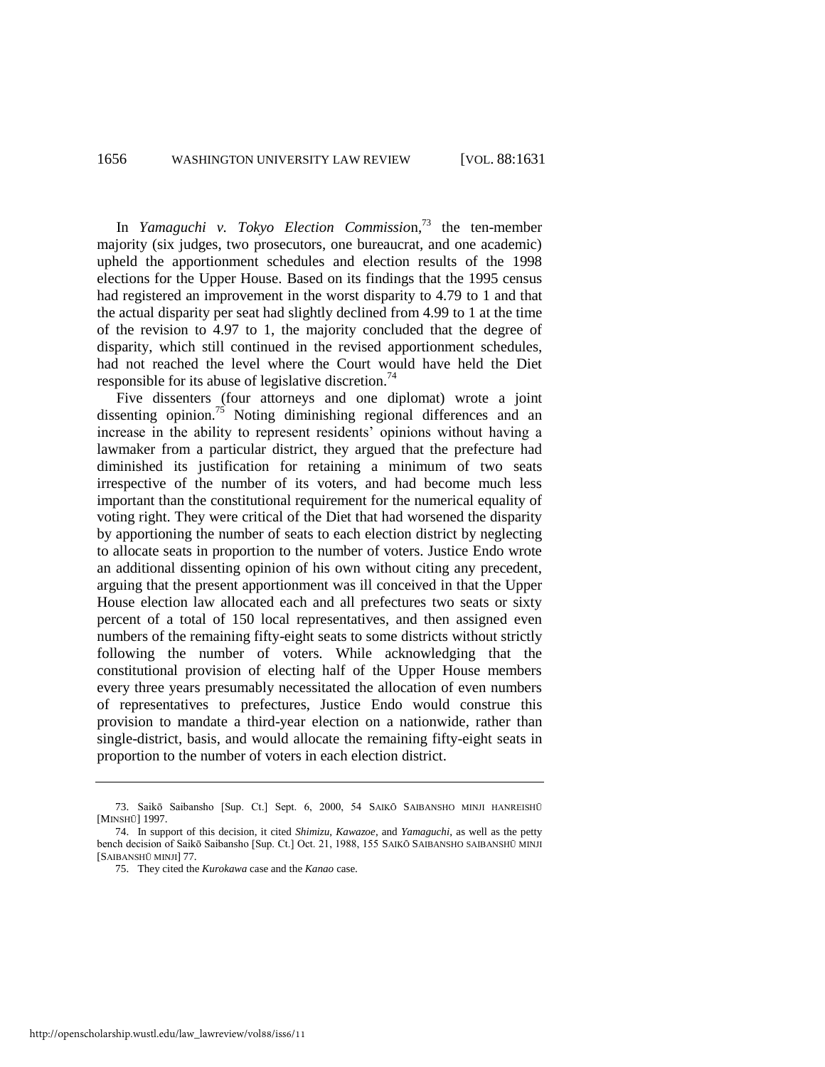In *Yamaguchi v. Tokyo Election Commission*,[73] the ten-member majority (six judges, two prosecutors, one bureaucrat, and one academic) upheld the apportionment schedules and election results of the 1998 elections for the Upper House. Based on its findings that the 1995 census had registered an improvement in the worst disparity to 4.79 to 1 and that the actual disparity per seat had slightly declined from 4.99 to 1 at the time of the revision to 4.97 to 1, the majority concluded that the degree of disparity, which still continued in the revised apportionment schedules, had not reached the level where the Court would have held the Diet responsible for its abuse of legislative discretion.[74]

Five dissenters (four attorneys and one diplomat) wrote a joint dissenting opinion.[75] Noting diminishing regional differences and an increase in the ability to represent residents' opinions without having a lawmaker from a particular district, they argued that the prefecture had diminished its justification for retaining a minimum of two seats irrespective of the number of its voters, and had become much less important than the constitutional requirement for the numerical equality of voting right. They were critical of the Diet that had worsened the disparity by apportioning the number of seats to each election district by neglecting to allocate seats in proportion to the number of voters. Justice Endo wrote an additional dissenting opinion of his own without citing any precedent, arguing that the present apportionment was ill conceived in that the Upper House election law allocated each and all prefectures two seats or sixty percent of a total of 150 local representatives, and then assigned even numbers of the remaining fifty-eight seats to some districts without strictly following the number of voters. While acknowledging that the constitutional provision of electing half of the Upper House members every three years presumably necessitated the allocation of even numbers of representatives to prefectures, Justice Endo would construe this provision to mandate a third-year election on a nationwide, rather than single-district, basis, and would allocate the remaining fifty-eight seats in proportion to the number of voters in each election district.

---

73. Saikō Saibansho [Sup. Ct.] Sept. 6, 2000, 54 SAIKŌ SAIBANSHO MINJI HANREISHŪ [MINSHŪ] 1997.

74. In support of this decision, it cited *Shimizu*, *Kawazoe*, and *Yamaguchi*, as well as the petty bench decision of Saikō Saibansho [Sup. Ct.] Oct. 21, 1988, 155 SAIKŌ SAIBANSHO SAIBANSHŪ MINJI [SAIBANSHŪ MINJI] 77.

75. They cited the *Kurokawa* case and the *Kanao* case.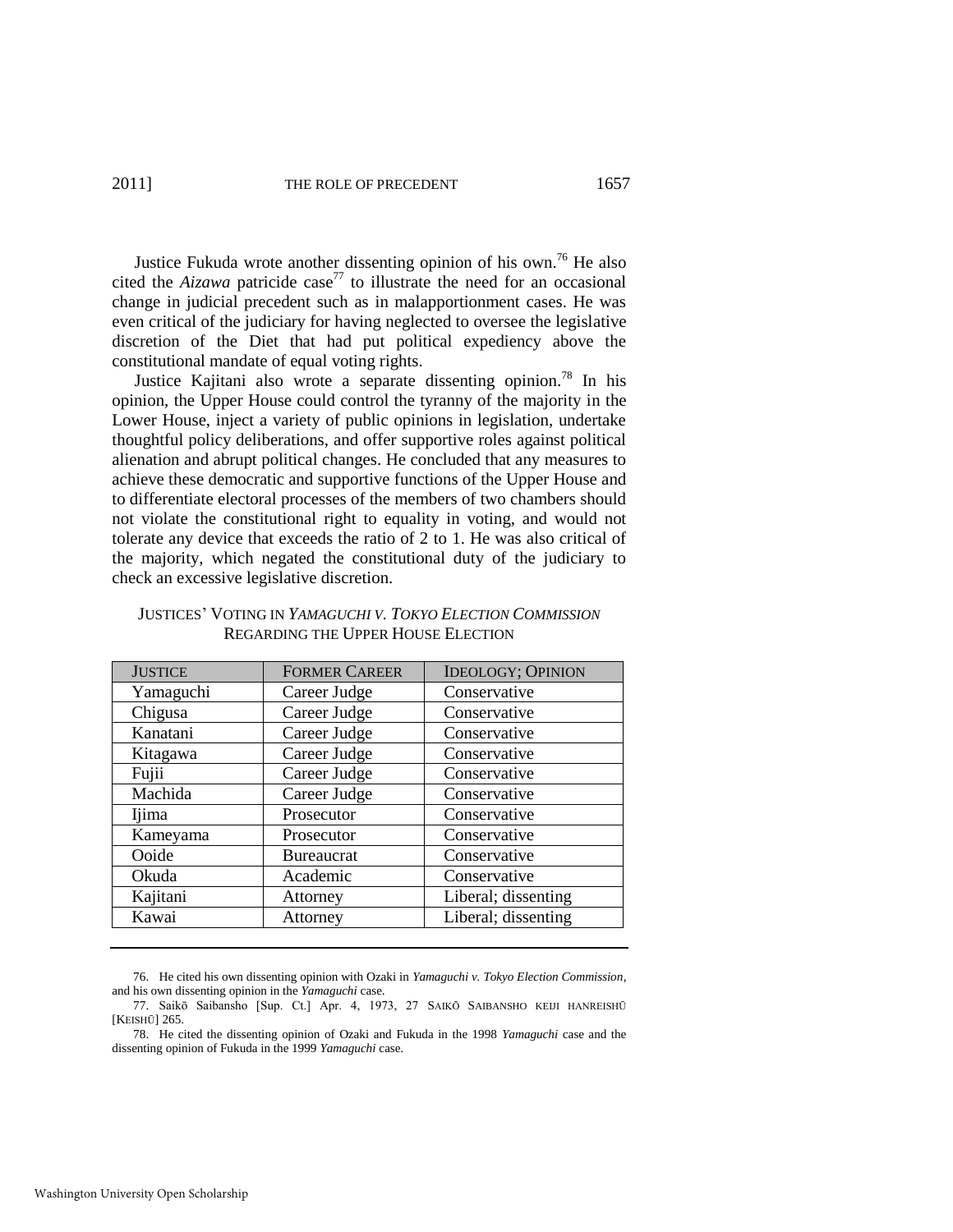Justice Fukuda wrote another dissenting opinion of his own.[76] He also cited the *Aizawa* patricide case[77] to illustrate the need for an occasional change in judicial precedent such as in malapportionment cases. He was even critical of the judiciary for having neglected to oversee the legislative discretion of the Diet that had put political expediency above the constitutional mandate of equal voting rights.

Justice Kajitani also wrote a separate dissenting opinion.[78] In his opinion, the Upper House could control the tyranny of the majority in the Lower House, inject a variety of public opinions in legislation, undertake thoughtful policy deliberations, and offer supportive roles against political alienation and abrupt political changes. He concluded that any measures to achieve these democratic and supportive functions of the Upper House and to differentiate electoral processes of the members of two chambers should not violate the constitutional right to equality in voting, and would not tolerate any device that exceeds the ratio of 2 to 1. He was also critical of the majority, which negated the constitutional duty of the judiciary to check an excessive legislative discretion.

JUSTICES' VOTING IN *YAMAGUCHI V. TOKYO ELECTION COMMISSION* REGARDING THE UPPER HOUSE ELECTION

| JUSTICE | FORMER CAREER | IDEOLOGY; OPINION |
| --- | --- | --- |
| Yamaguchi | Career Judge | Conservative |
| Chigusa | Career Judge | Conservative |
| Kanatani | Career Judge | Conservative |
| Kitagawa | Career Judge | Conservative |
| Fujii | Career Judge | Conservative |
| Machida | Career Judge | Conservative |
| Ijima | Prosecutor | Conservative |
| Kameyama | Prosecutor | Conservative |
| Ooide | Bureaucrat | Conservative |
| Okuda | Academic | Conservative |
| Kajitani | Attorney | Liberal; dissenting |
| Kawai | Attorney | Liberal; dissenting |

76. He cited his own dissenting opinion with Ozaki in *Yamaguchi v. Tokyo Election Commission*, and his own dissenting opinion in the *Yamaguchi* case.

77. Saikō Saibansho [Sup. Ct.] Apr. 4, 1973, 27 SAIKŌ SAIBANSHO KEIJI HANREISHŪ [KEISHŪ] 265.

78. He cited the dissenting opinion of Ozaki and Fukuda in the 1998 *Yamaguchi* case and the dissenting opinion of Fukuda in the 1999 *Yamaguchi* case.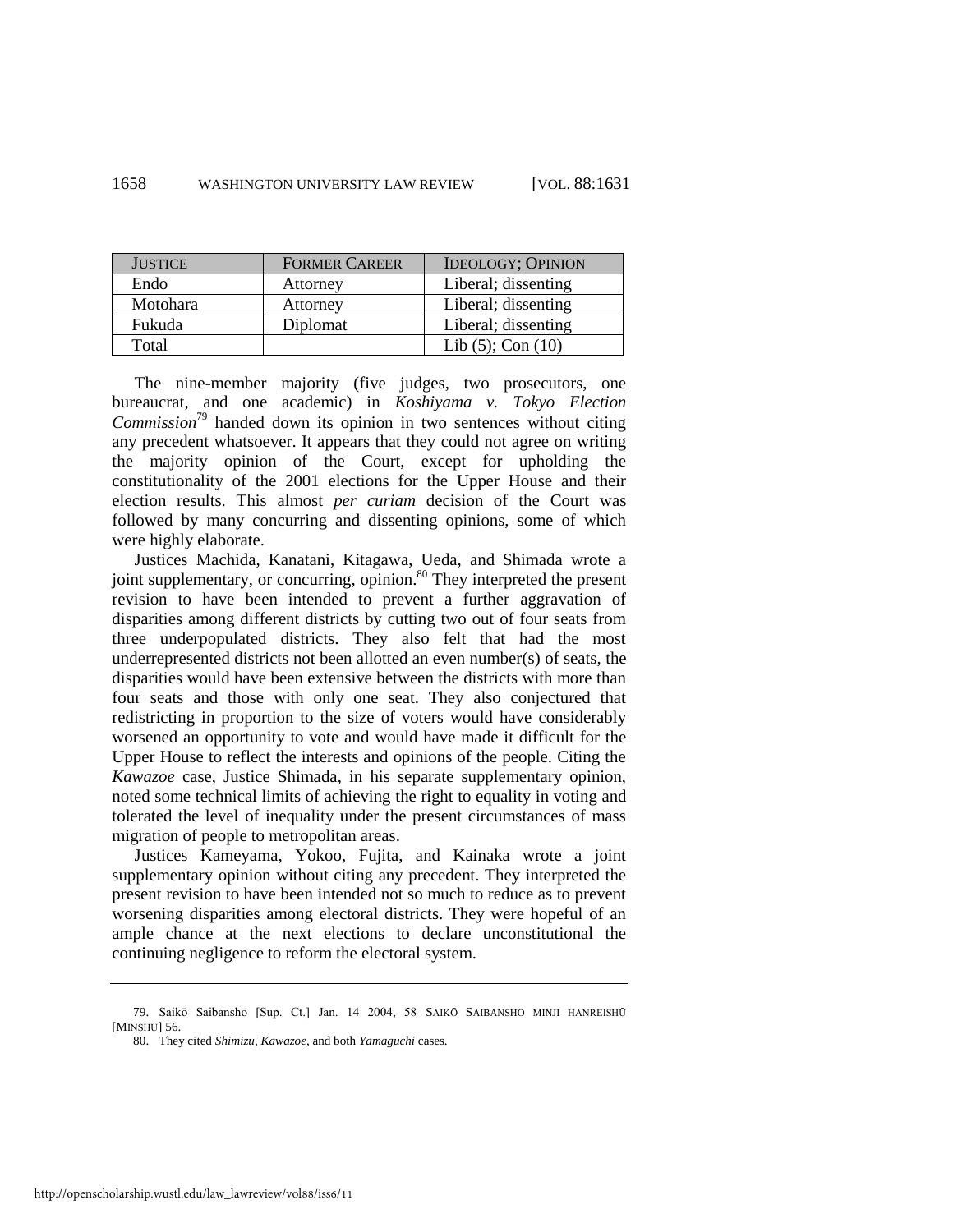| JUSTICE | FORMER CAREER | IDEOLOGY; OPINION |
|---|---|---|
| Endo | Attorney | Liberal; dissenting |
| Motohara | Attorney | Liberal; dissenting |
| Fukuda | Diplomat | Liberal; dissenting |
| Total | | Lib (5); Con (10) |

The nine-member majority (five judges, two prosecutors, one bureaucrat, and one academic) in *Koshiyama v. Tokyo Election Commission*[79] handed down its opinion in two sentences without citing any precedent whatsoever. It appears that they could not agree on writing the majority opinion of the Court, except for upholding the constitutionality of the 2001 elections for the Upper House and their election results. This almost *per curiam* decision of the Court was followed by many concurring and dissenting opinions, some of which were highly elaborate.

Justices Machida, Kanatani, Kitagawa, Ueda, and Shimada wrote a joint supplementary, or concurring, opinion.[80] They interpreted the present revision to have been intended to prevent a further aggravation of disparities among different districts by cutting two out of four seats from three underpopulated districts. They also felt that had the most underrepresented districts not been allotted an even number(s) of seats, the disparities would have been extensive between the districts with more than four seats and those with only one seat. They also conjectured that redistricting in proportion to the size of voters would have considerably worsened an opportunity to vote and would have made it difficult for the Upper House to reflect the interests and opinions of the people. Citing the *Kawazoe* case, Justice Shimada, in his separate supplementary opinion, noted some technical limits of achieving the right to equality in voting and tolerated the level of inequality under the present circumstances of mass migration of people to metropolitan areas.

Justices Kameyama, Yokoo, Fujita, and Kainaka wrote a joint supplementary opinion without citing any precedent. They interpreted the present revision to have been intended not so much to reduce as to prevent worsening disparities among electoral districts. They were hopeful of an ample chance at the next elections to declare unconstitutional the continuing negligence to reform the electoral system.

---

79. Saikō Saibansho [Sup. Ct.] Jan. 14 2004, 58 SAIKŌ SAIBANSHO MINJI HANREISHŪ [MINSHŪ] 56.

80. They cited *Shimizu*, *Kawazoe*, and both *Yamaguchi* cases.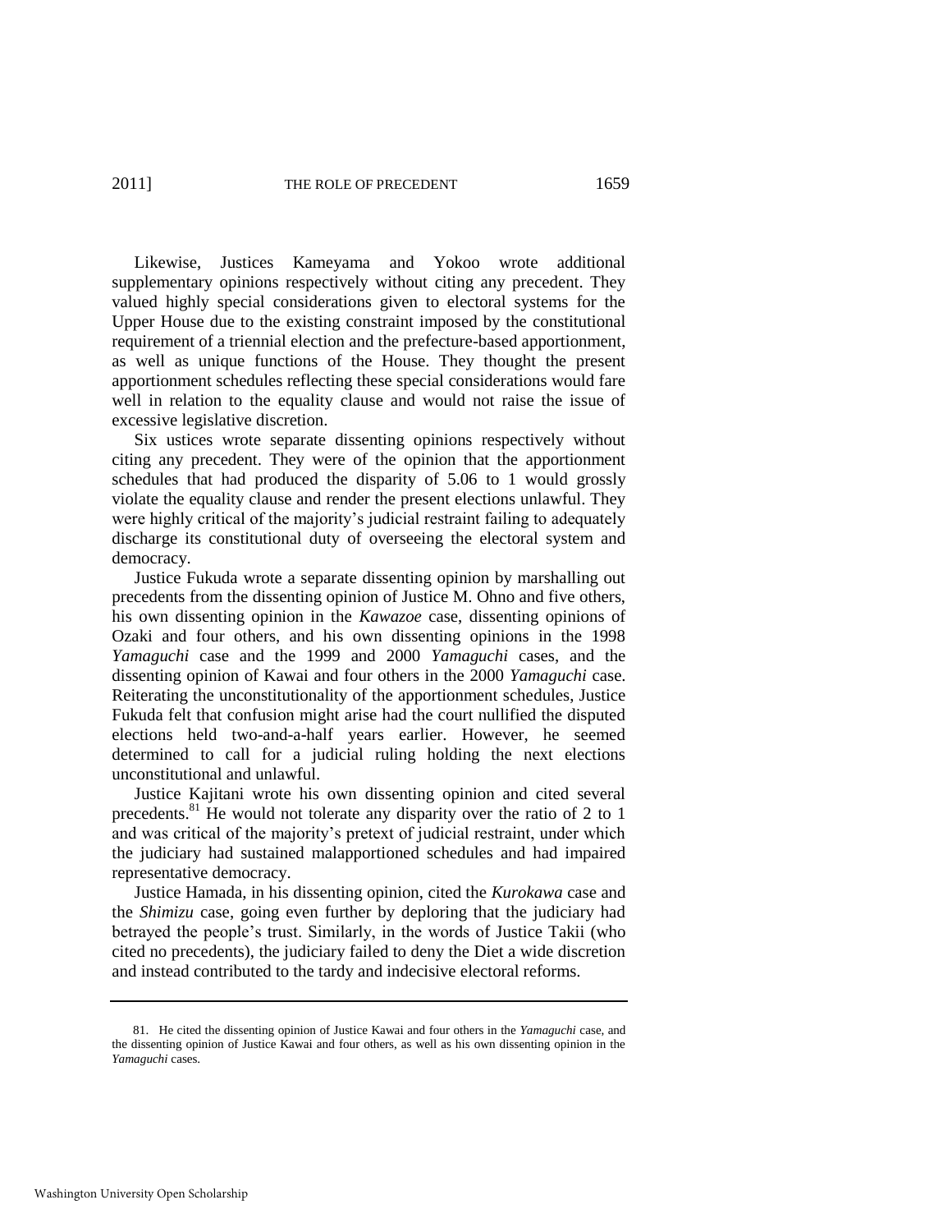Likewise, Justices Kameyama and Yokoo wrote additional supplementary opinions respectively without citing any precedent. They valued highly special considerations given to electoral systems for the Upper House due to the existing constraint imposed by the constitutional requirement of a triennial election and the prefecture-based apportionment, as well as unique functions of the House. They thought the present apportionment schedules reflecting these special considerations would fare well in relation to the equality clause and would not raise the issue of excessive legislative discretion.

Six ustices wrote separate dissenting opinions respectively without citing any precedent. They were of the opinion that the apportionment schedules that had produced the disparity of 5.06 to 1 would grossly violate the equality clause and render the present elections unlawful. They were highly critical of the majority's judicial restraint failing to adequately discharge its constitutional duty of overseeing the electoral system and democracy.

Justice Fukuda wrote a separate dissenting opinion by marshalling out precedents from the dissenting opinion of Justice M. Ohno and five others, his own dissenting opinion in the *Kawazoe* case, dissenting opinions of Ozaki and four others, and his own dissenting opinions in the 1998 *Yamaguchi* case and the 1999 and 2000 *Yamaguchi* cases, and the dissenting opinion of Kawai and four others in the 2000 *Yamaguchi* case. Reiterating the unconstitutionality of the apportionment schedules, Justice Fukuda felt that confusion might arise had the court nullified the disputed elections held two-and-a-half years earlier. However, he seemed determined to call for a judicial ruling holding the next elections unconstitutional and unlawful.

Justice Kajitani wrote his own dissenting opinion and cited several precedents.[81] He would not tolerate any disparity over the ratio of 2 to 1 and was critical of the majority's pretext of judicial restraint, under which the judiciary had sustained malapportioned schedules and had impaired representative democracy.

Justice Hamada, in his dissenting opinion, cited the *Kurokawa* case and the *Shimizu* case, going even further by deploring that the judiciary had betrayed the people's trust. Similarly, in the words of Justice Takii (who cited no precedents), the judiciary failed to deny the Diet a wide discretion and instead contributed to the tardy and indecisive electoral reforms.

---

81. He cited the dissenting opinion of Justice Kawai and four others in the *Yamaguchi* case, and the dissenting opinion of Justice Kawai and four others, as well as his own dissenting opinion in the *Yamaguchi* cases.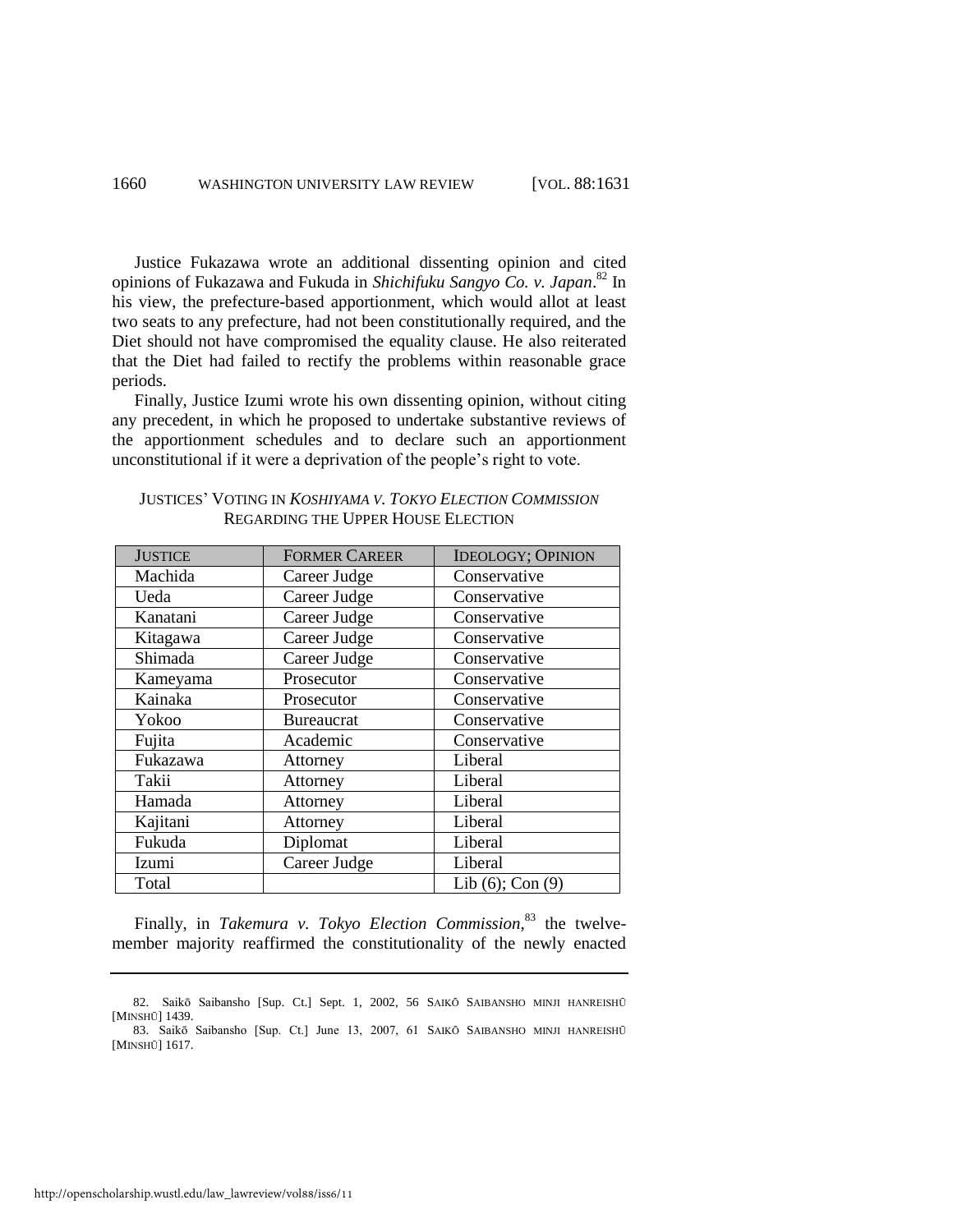Justice Fukazawa wrote an additional dissenting opinion and cited opinions of Fukazawa and Fukuda in *Shichifuku Sangyo Co. v. Japan*.[82] In his view, the prefecture-based apportionment, which would allot at least two seats to any prefecture, had not been constitutionally required, and the Diet should not have compromised the equality clause. He also reiterated that the Diet had failed to rectify the problems within reasonable grace periods.

Finally, Justice Izumi wrote his own dissenting opinion, without citing any precedent, in which he proposed to undertake substantive reviews of the apportionment schedules and to declare such an apportionment unconstitutional if it were a deprivation of the people's right to vote.

JUSTICES' VOTING IN *KOSHIYAMA V. TOKYO ELECTION COMMISSION* REGARDING THE UPPER HOUSE ELECTION

| JUSTICE | FORMER CAREER | IDEOLOGY; OPINION |
|---|---|---|
| Machida | Career Judge | Conservative |
| Ueda | Career Judge | Conservative |
| Kanatani | Career Judge | Conservative |
| Kitagawa | Career Judge | Conservative |
| Shimada | Career Judge | Conservative |
| Kameyama | Prosecutor | Conservative |
| Kainaka | Prosecutor | Conservative |
| Yokoo | Bureaucrat | Conservative |
| Fujita | Academic | Conservative |
| Fukazawa | Attorney | Liberal |
| Takii | Attorney | Liberal |
| Hamada | Attorney | Liberal |
| Kajitani | Attorney | Liberal |
| Fukuda | Diplomat | Liberal |
| Izumi | Career Judge | Liberal |
| Total | | Lib (6); Con (9) |

Finally, in *Takemura v. Tokyo Election Commission*,[83] the twelve-member majority reaffirmed the constitutionality of the newly enacted

82. Saikō Saibansho [Sup. Ct.] Sept. 1, 2002, 56 SAIKŌ SAIBANSHO MINJI HANREISHŪ [MINSHŪ] 1439.

83. Saikō Saibansho [Sup. Ct.] June 13, 2007, 61 SAIKŌ SAIBANSHO MINJI HANREISHŪ [MINSHŪ] 1617.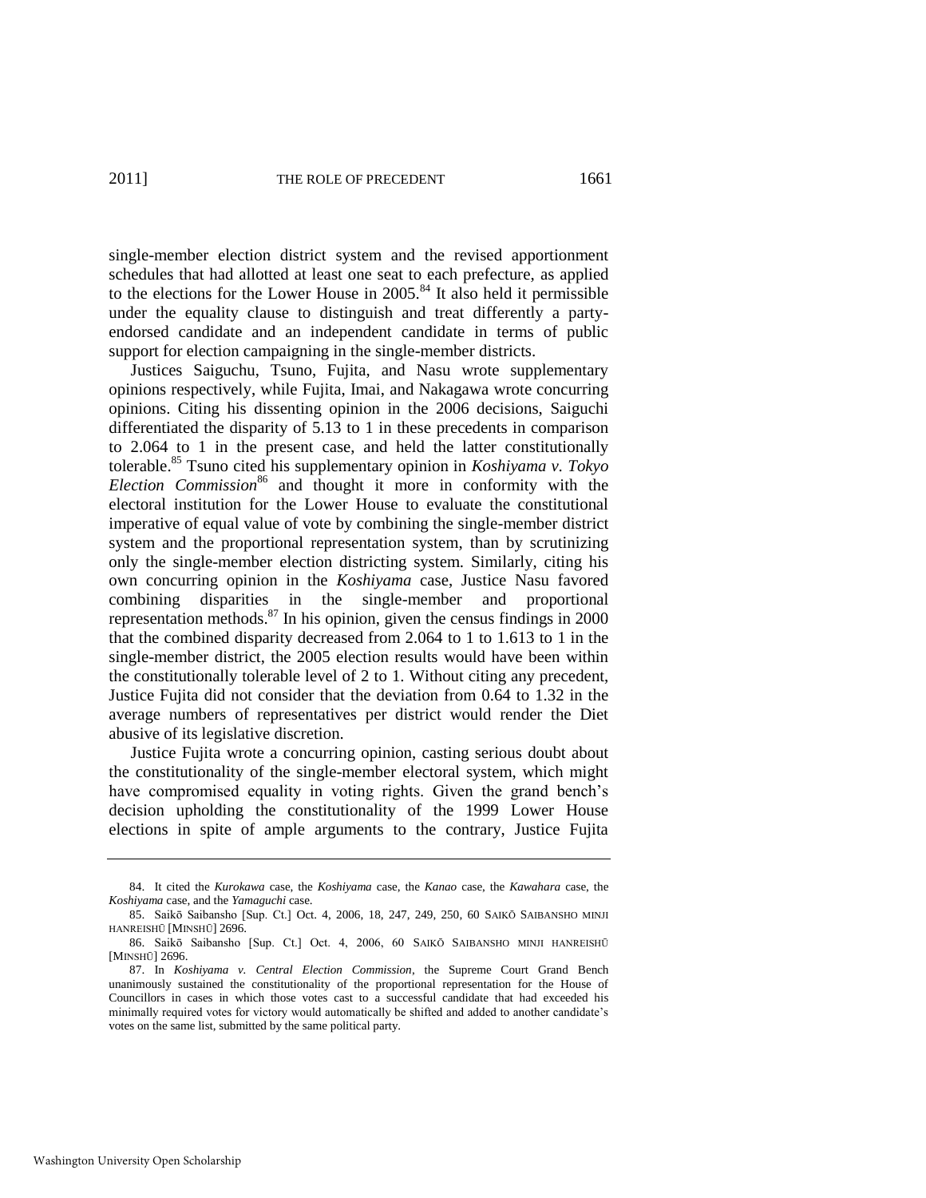single-member election district system and the revised apportionment schedules that had allotted at least one seat to each prefecture, as applied to the elections for the Lower House in 2005.[84] It also held it permissible under the equality clause to distinguish and treat differently a party-endorsed candidate and an independent candidate in terms of public support for election campaigning in the single-member districts.

Justices Saiguchu, Tsuno, Fujita, and Nasu wrote supplementary opinions respectively, while Fujita, Imai, and Nakagawa wrote concurring opinions. Citing his dissenting opinion in the 2006 decisions, Saiguchi differentiated the disparity of 5.13 to 1 in these precedents in comparison to 2.064 to 1 in the present case, and held the latter constitutionally tolerable.[85] Tsuno cited his supplementary opinion in *Koshiyama v. Tokyo Election Commission*[86] and thought it more in conformity with the electoral institution for the Lower House to evaluate the constitutional imperative of equal value of vote by combining the single-member district system and the proportional representation system, than by scrutinizing only the single-member election districting system. Similarly, citing his own concurring opinion in the *Koshiyama* case, Justice Nasu favored combining disparities in the single-member and proportional representation methods.[87] In his opinion, given the census findings in 2000 that the combined disparity decreased from 2.064 to 1 to 1.613 to 1 in the single-member district, the 2005 election results would have been within the constitutionally tolerable level of 2 to 1. Without citing any precedent, Justice Fujita did not consider that the deviation from 0.64 to 1.32 in the average numbers of representatives per district would render the Diet abusive of its legislative discretion.

Justice Fujita wrote a concurring opinion, casting serious doubt about the constitutionality of the single-member electoral system, which might have compromised equality in voting rights. Given the grand bench's decision upholding the constitutionality of the 1999 Lower House elections in spite of ample arguments to the contrary, Justice Fujita

---

84. It cited the *Kurokawa* case, the *Koshiyama* case, the *Kanao* case, the *Kawahara* case, the *Koshiyama* case, and the *Yamaguchi* case.

85. Saikō Saibansho [Sup. Ct.] Oct. 4, 2006, 18, 247, 249, 250, 60 SAIKŌ SAIBANSHO MINJI HANREISHŪ [MINSHŪ] 2696.

86. Saikō Saibansho [Sup. Ct.] Oct. 4, 2006, 60 SAIKŌ SAIBANSHO MINJI HANREISHŪ [MINSHŪ] 2696.

87. In *Koshiyama v. Central Election Commission*, the Supreme Court Grand Bench unanimously sustained the constitutionality of the proportional representation for the House of Councillors in cases in which those votes cast to a successful candidate that had exceeded his minimally required votes for victory would automatically be shifted and added to another candidate's votes on the same list, submitted by the same political party.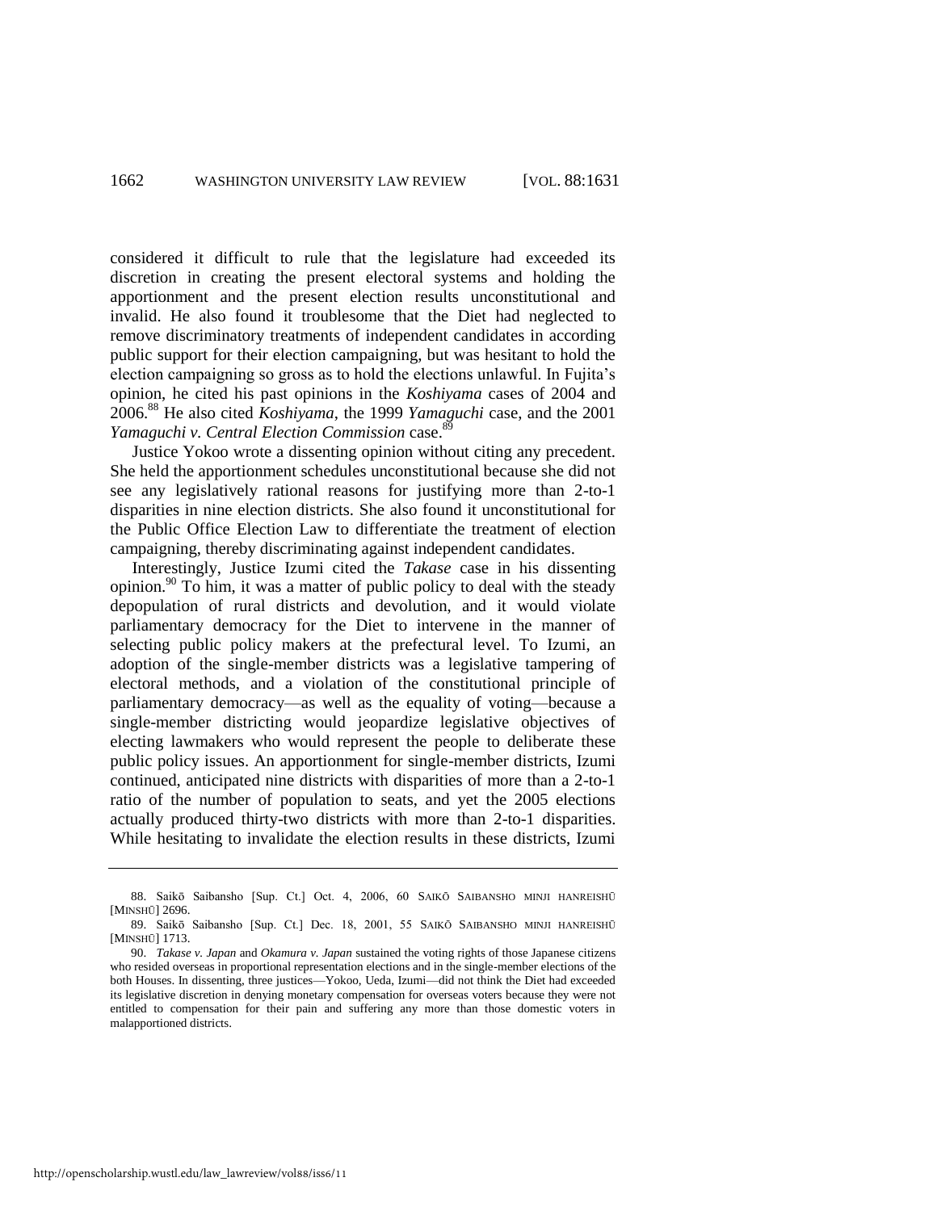considered it difficult to rule that the legislature had exceeded its discretion in creating the present electoral systems and holding the apportionment and the present election results unconstitutional and invalid. He also found it troublesome that the Diet had neglected to remove discriminatory treatments of independent candidates in according public support for their election campaigning, but was hesitant to hold the election campaigning so gross as to hold the elections unlawful. In Fujita's opinion, he cited his past opinions in the *Koshiyama* cases of 2004 and 2006.[88] He also cited *Koshiyama*, the 1999 *Yamaguchi* case, and the 2001 *Yamaguchi v. Central Election Commission* case.[89]

Justice Yokoo wrote a dissenting opinion without citing any precedent. She held the apportionment schedules unconstitutional because she did not see any legislatively rational reasons for justifying more than 2-to-1 disparities in nine election districts. She also found it unconstitutional for the Public Office Election Law to differentiate the treatment of election campaigning, thereby discriminating against independent candidates.

Interestingly, Justice Izumi cited the *Takase* case in his dissenting opinion.[90] To him, it was a matter of public policy to deal with the steady depopulation of rural districts and devolution, and it would violate parliamentary democracy for the Diet to intervene in the manner of selecting public policy makers at the prefectural level. To Izumi, an adoption of the single-member districts was a legislative tampering of electoral methods, and a violation of the constitutional principle of parliamentary democracy—as well as the equality of voting—because a single-member districting would jeopardize legislative objectives of electing lawmakers who would represent the people to deliberate these public policy issues. An apportionment for single-member districts, Izumi continued, anticipated nine districts with disparities of more than a 2-to-1 ratio of the number of population to seats, and yet the 2005 elections actually produced thirty-two districts with more than 2-to-1 disparities. While hesitating to invalidate the election results in these districts, Izumi

---

88. Saikō Saibansho [Sup. Ct.] Oct. 4, 2006, 60 SAIKŌ SAIBANSHO MINJI HANREISHŪ [MINSHŪ] 2696.

89. Saikō Saibansho [Sup. Ct.] Dec. 18, 2001, 55 SAIKŌ SAIBANSHO MINJI HANREISHŪ [MINSHŪ] 1713.

90. *Takase v. Japan* and *Okamura v. Japan* sustained the voting rights of those Japanese citizens who resided overseas in proportional representation elections and in the single-member elections of the both Houses. In dissenting, three justices—Yokoo, Ueda, Izumi—did not think the Diet had exceeded its legislative discretion in denying monetary compensation for overseas voters because they were not entitled to compensation for their pain and suffering any more than those domestic voters in malapportioned districts.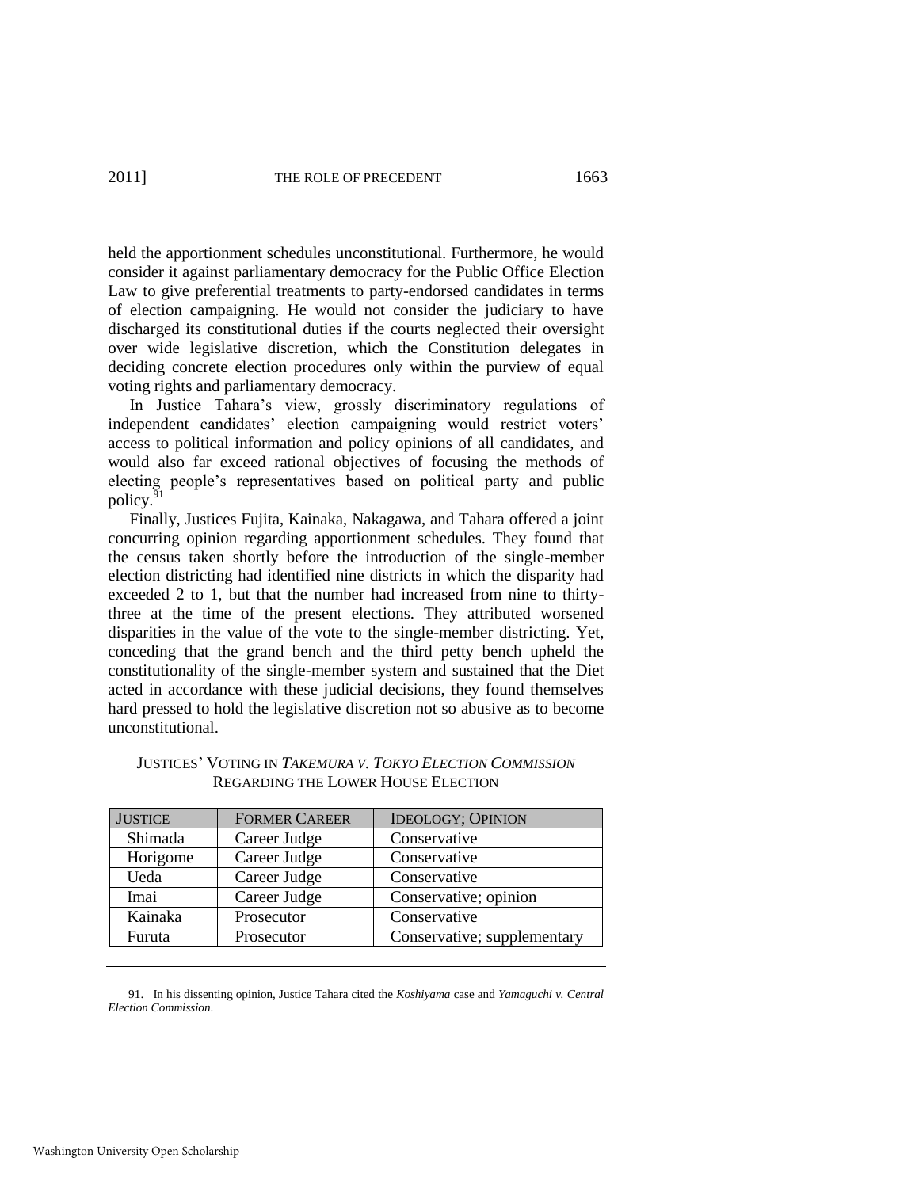held the apportionment schedules unconstitutional. Furthermore, he would consider it against parliamentary democracy for the Public Office Election Law to give preferential treatments to party-endorsed candidates in terms of election campaigning. He would not consider the judiciary to have discharged its constitutional duties if the courts neglected their oversight over wide legislative discretion, which the Constitution delegates in deciding concrete election procedures only within the purview of equal voting rights and parliamentary democracy.

In Justice Tahara's view, grossly discriminatory regulations of independent candidates' election campaigning would restrict voters' access to political information and policy opinions of all candidates, and would also far exceed rational objectives of focusing the methods of electing people's representatives based on political party and public policy.[91]

Finally, Justices Fujita, Kainaka, Nakagawa, and Tahara offered a joint concurring opinion regarding apportionment schedules. They found that the census taken shortly before the introduction of the single-member election districting had identified nine districts in which the disparity had exceeded 2 to 1, but that the number had increased from nine to thirty-three at the time of the present elections. They attributed worsened disparities in the value of the vote to the single-member districting. Yet, conceding that the grand bench and the third petty bench upheld the constitutionality of the single-member system and sustained that the Diet acted in accordance with these judicial decisions, they found themselves hard pressed to hold the legislative discretion not so abusive as to become unconstitutional.

JUSTICES' VOTING IN *TAKEMURA V. TOKYO ELECTION COMMISSION* REGARDING THE LOWER HOUSE ELECTION

| JUSTICE | FORMER CAREER | IDEOLOGY; OPINION |
|---|---|---|
| Shimada | Career Judge | Conservative |
| Horigome | Career Judge | Conservative |
| Ueda | Career Judge | Conservative |
| Imai | Career Judge | Conservative; opinion |
| Kainaka | Prosecutor | Conservative |
| Furuta | Prosecutor | Conservative; supplementary |

91. In his dissenting opinion, Justice Tahara cited the *Koshiyama* case and *Yamaguchi v. Central Election Commission*.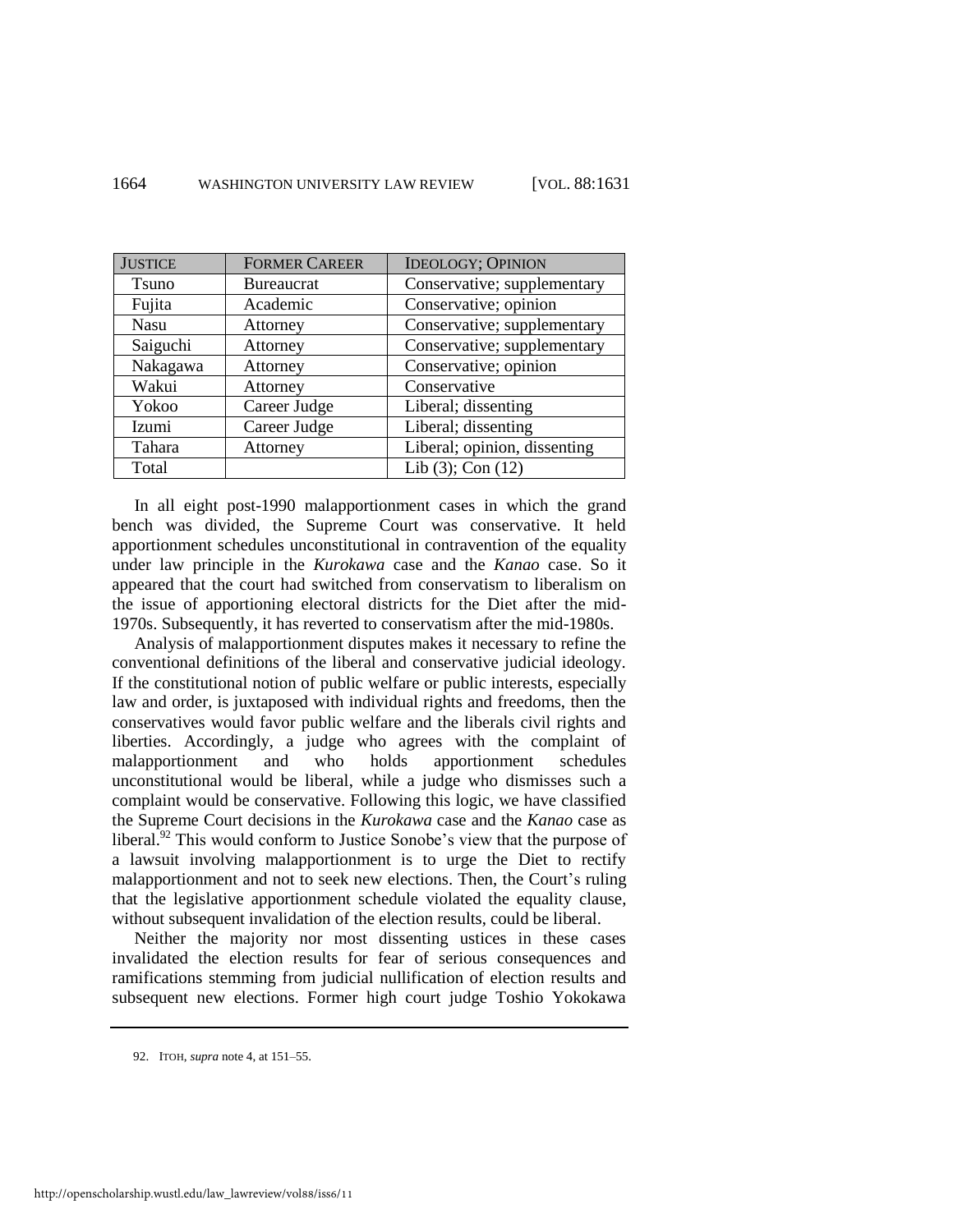| JUSTICE | FORMER CAREER | IDEOLOGY; OPINION |
| --- | --- | --- |
| Tsuno | Bureaucrat | Conservative; supplementary |
| Fujita | Academic | Conservative; opinion |
| Nasu | Attorney | Conservative; supplementary |
| Saiguchi | Attorney | Conservative; supplementary |
| Nakagawa | Attorney | Conservative; opinion |
| Wakui | Attorney | Conservative |
| Yokoo | Career Judge | Liberal; dissenting |
| Izumi | Career Judge | Liberal; dissenting |
| Tahara | Attorney | Liberal; opinion, dissenting |
| Total | | Lib (3); Con (12) |

In all eight post-1990 malapportionment cases in which the grand bench was divided, the Supreme Court was conservative. It held apportionment schedules unconstitutional in contravention of the equality under law principle in the *Kurokawa* case and the *Kanao* case. So it appeared that the court had switched from conservatism to liberalism on the issue of apportioning electoral districts for the Diet after the mid-1970s. Subsequently, it has reverted to conservatism after the mid-1980s.

Analysis of malapportionment disputes makes it necessary to refine the conventional definitions of the liberal and conservative judicial ideology. If the constitutional notion of public welfare or public interests, especially law and order, is juxtaposed with individual rights and freedoms, then the conservatives would favor public welfare and the liberals civil rights and liberties. Accordingly, a judge who agrees with the complaint of malapportionment and who holds apportionment schedules unconstitutional would be liberal, while a judge who dismisses such a complaint would be conservative. Following this logic, we have classified the Supreme Court decisions in the *Kurokawa* case and the *Kanao* case as liberal.[92] This would conform to Justice Sonobe's view that the purpose of a lawsuit involving malapportionment is to urge the Diet to rectify malapportionment and not to seek new elections. Then, the Court's ruling that the legislative apportionment schedule violated the equality clause, without subsequent invalidation of the election results, could be liberal.

Neither the majority nor most dissenting ustices in these cases invalidated the election results for fear of serious consequences and ramifications stemming from judicial nullification of election results and subsequent new elections. Former high court judge Toshio Yokokawa

92. ITOH, *supra* note 4, at 151–55.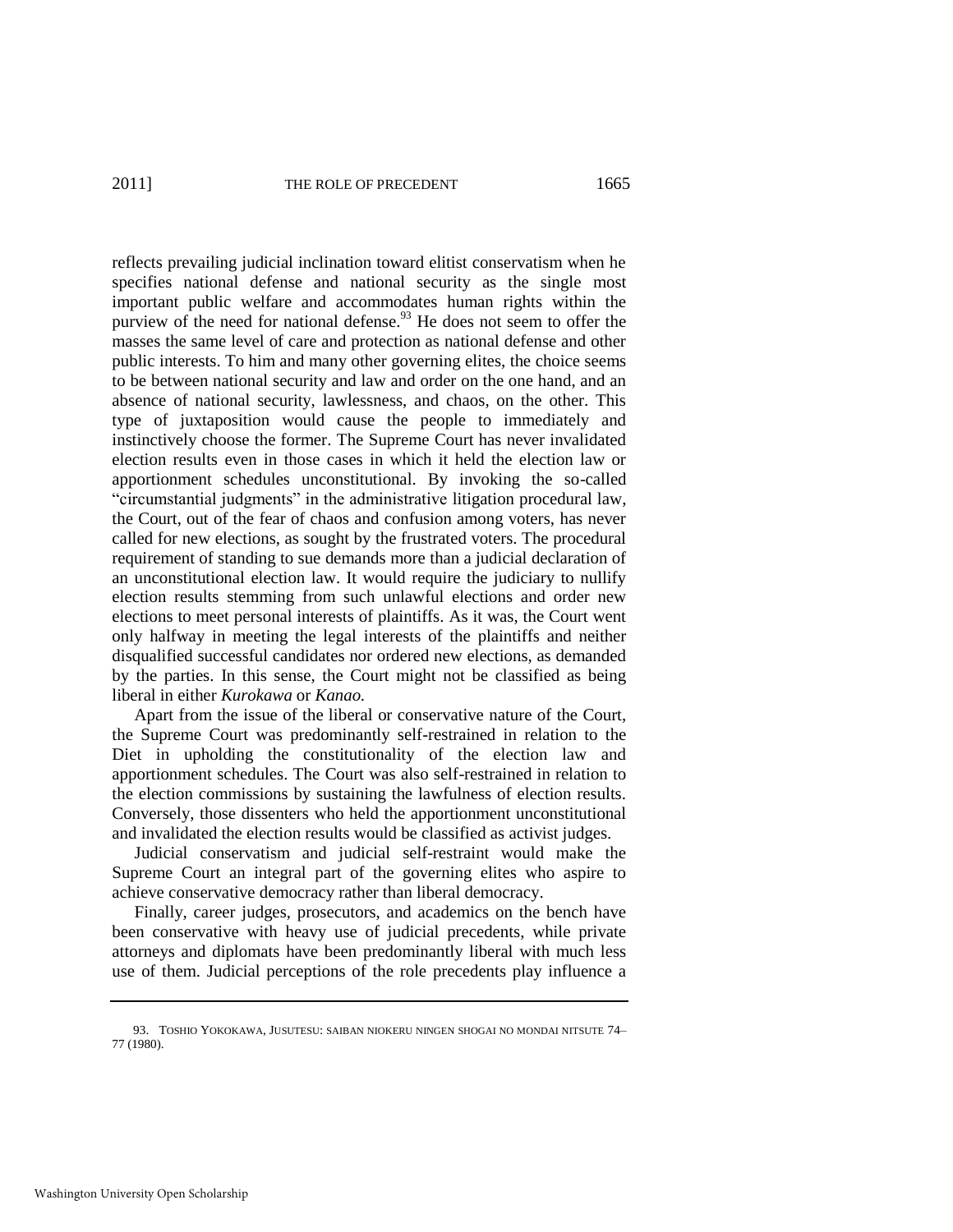reflects prevailing judicial inclination toward elitist conservatism when he specifies national defense and national security as the single most important public welfare and accommodates human rights within the purview of the need for national defense.[93] He does not seem to offer the masses the same level of care and protection as national defense and other public interests. To him and many other governing elites, the choice seems to be between national security and law and order on the one hand, and an absence of national security, lawlessness, and chaos, on the other. This type of juxtaposition would cause the people to immediately and instinctively choose the former. The Supreme Court has never invalidated election results even in those cases in which it held the election law or apportionment schedules unconstitutional. By invoking the so-called "circumstantial judgments" in the administrative litigation procedural law, the Court, out of the fear of chaos and confusion among voters, has never called for new elections, as sought by the frustrated voters. The procedural requirement of standing to sue demands more than a judicial declaration of an unconstitutional election law. It would require the judiciary to nullify election results stemming from such unlawful elections and order new elections to meet personal interests of plaintiffs. As it was, the Court went only halfway in meeting the legal interests of the plaintiffs and neither disqualified successful candidates nor ordered new elections, as demanded by the parties. In this sense, the Court might not be classified as being liberal in either *Kurokawa* or *Kanao.*

Apart from the issue of the liberal or conservative nature of the Court, the Supreme Court was predominantly self-restrained in relation to the Diet in upholding the constitutionality of the election law and apportionment schedules. The Court was also self-restrained in relation to the election commissions by sustaining the lawfulness of election results. Conversely, those dissenters who held the apportionment unconstitutional and invalidated the election results would be classified as activist judges.

Judicial conservatism and judicial self-restraint would make the Supreme Court an integral part of the governing elites who aspire to achieve conservative democracy rather than liberal democracy.

Finally, career judges, prosecutors, and academics on the bench have been conservative with heavy use of judicial precedents, while private attorneys and diplomats have been predominantly liberal with much less use of them. Judicial perceptions of the role precedents play influence a

---

93. TOSHIO YOKOKAWA, JUSUTESU: SAIBAN NIOKERU NINGEN SHOGAI NO MONDAI NITSUTE 74–77 (1980).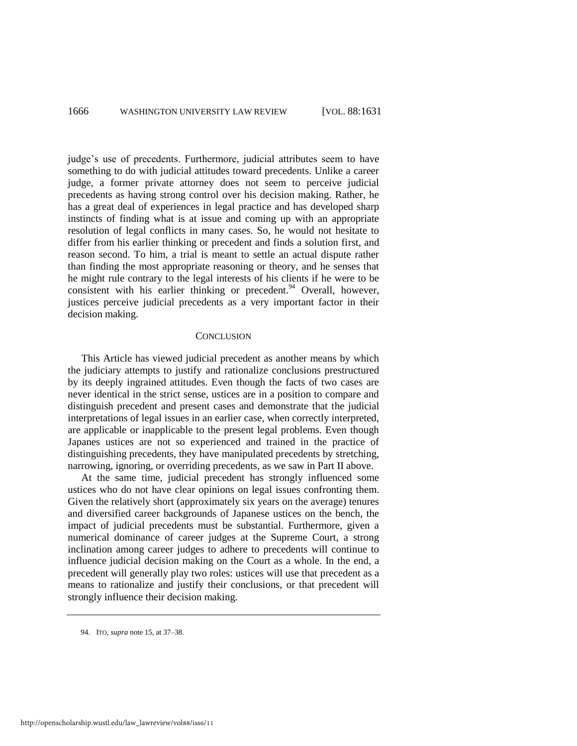judge's use of precedents. Furthermore, judicial attributes seem to have something to do with judicial attitudes toward precedents. Unlike a career judge, a former private attorney does not seem to perceive judicial precedents as having strong control over his decision making. Rather, he has a great deal of experiences in legal practice and has developed sharp instincts of finding what is at issue and coming up with an appropriate resolution of legal conflicts in many cases. So, he would not hesitate to differ from his earlier thinking or precedent and finds a solution first, and reason second. To him, a trial is meant to settle an actual dispute rather than finding the most appropriate reasoning or theory, and he senses that he might rule contrary to the legal interests of his clients if he were to be consistent with his earlier thinking or precedent.[94] Overall, however, justices perceive judicial precedents as a very important factor in their decision making.

## CONCLUSION

This Article has viewed judicial precedent as another means by which the judiciary attempts to justify and rationalize conclusions prestructured by its deeply ingrained attitudes. Even though the facts of two cases are never identical in the strict sense, ustices are in a position to compare and distinguish precedent and present cases and demonstrate that the judicial interpretations of legal issues in an earlier case, when correctly interpreted, are applicable or inapplicable to the present legal problems. Even though Japanes ustices are not so experienced and trained in the practice of distinguishing precedents, they have manipulated precedents by stretching, narrowing, ignoring, or overriding precedents, as we saw in Part II above.

At the same time, judicial precedent has strongly influenced some ustices who do not have clear opinions on legal issues confronting them. Given the relatively short (approximately six years on the average) tenures and diversified career backgrounds of Japanese ustices on the bench, the impact of judicial precedents must be substantial. Furthermore, given a numerical dominance of career judges at the Supreme Court, a strong inclination among career judges to adhere to precedents will continue to influence judicial decision making on the Court as a whole. In the end, a precedent will generally play two roles: ustices will use that precedent as a means to rationalize and justify their conclusions, or that precedent will strongly influence their decision making.

---

94. ITO, *supra* note 15, at 37–38.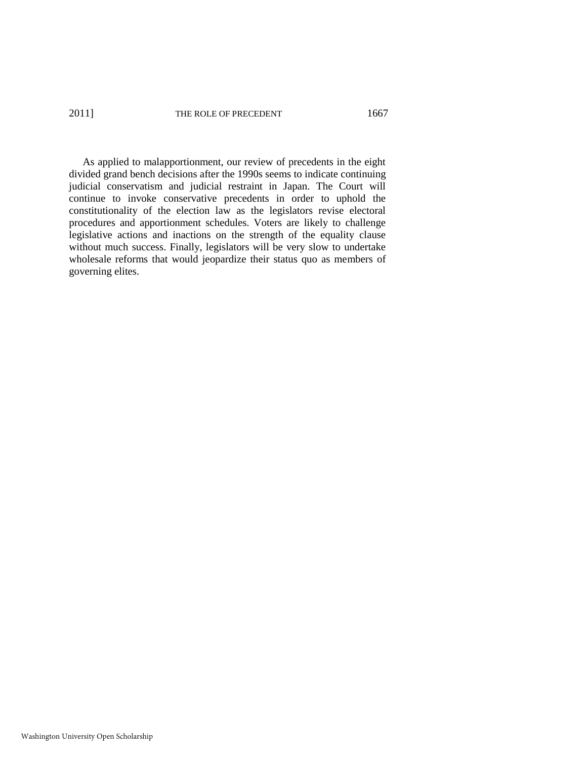As applied to malapportionment, our review of precedents in the eight divided grand bench decisions after the 1990s seems to indicate continuing judicial conservatism and judicial restraint in Japan. The Court will continue to invoke conservative precedents in order to uphold the constitutionality of the election law as the legislators revise electoral procedures and apportionment schedules. Voters are likely to challenge legislative actions and inactions on the strength of the equality clause without much success. Finally, legislators will be very slow to undertake wholesale reforms that would jeopardize their status quo as members of governing elites.